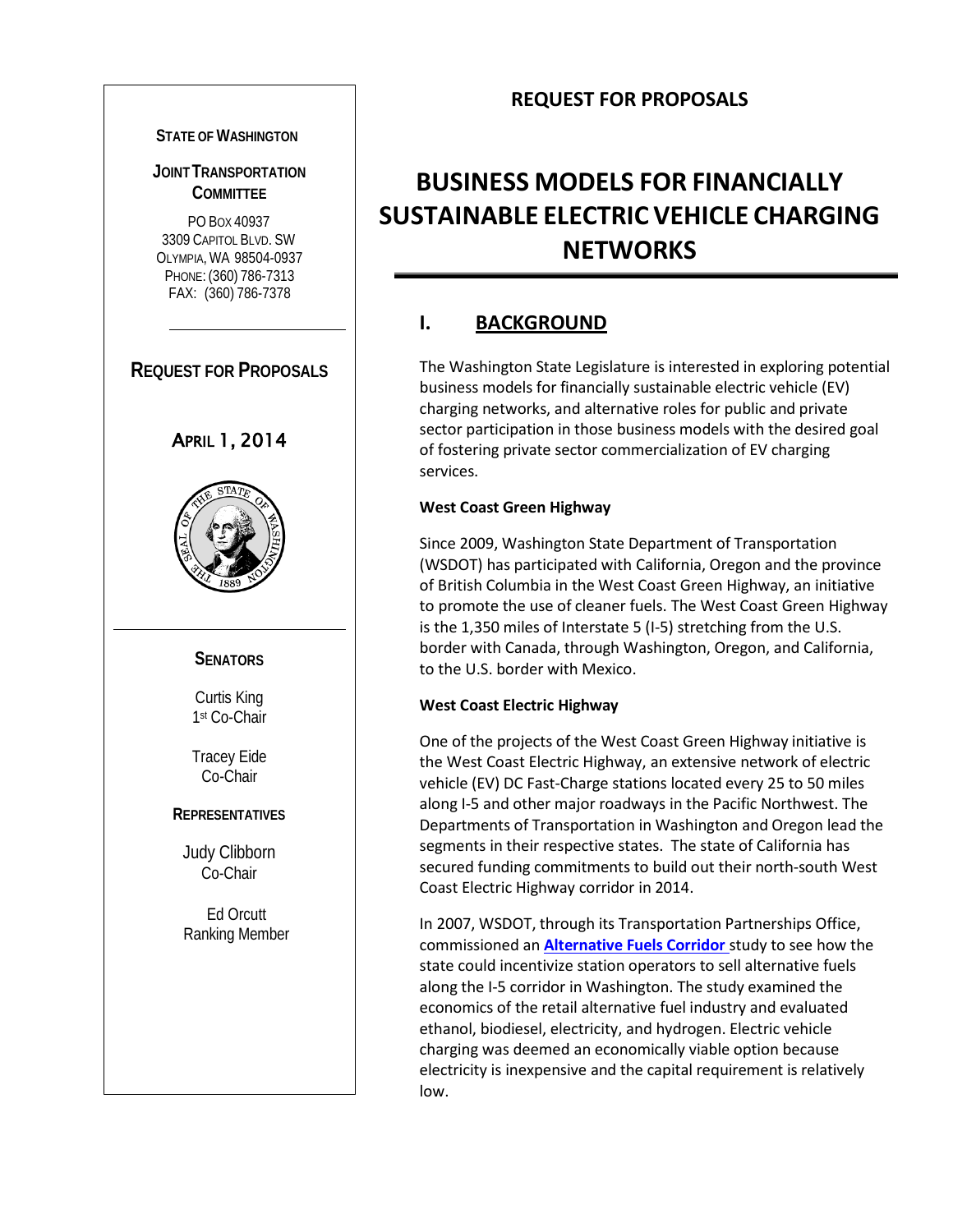**STATE OF WASHINGTON**

**JOINT TRANSPORTATION COMMITTEE**

PO BOX 40937
3309 CAPITOL BLVD. SW
OLYMPIA, WA 98504-0937
PHONE: (360) 786-7313
FAX: (360) 786-7378

**REQUEST FOR PROPOSALS**

APRIL 1, 2014

**SENATORS**

Curtis King
1st Co-Chair

Tracey Eide
Co-Chair

**REPRESENTATIVES**

Judy Clibborn
Co-Chair

Ed Orcutt
Ranking Member

**REQUEST FOR PROPOSALS**

# BUSINESS MODELS FOR FINANCIALLY SUSTAINABLE ELECTRIC VEHICLE CHARGING NETWORKS

## I. BACKGROUND

The Washington State Legislature is interested in exploring potential business models for financially sustainable electric vehicle (EV) charging networks, and alternative roles for public and private sector participation in those business models with the desired goal of fostering private sector commercialization of EV charging services.

**West Coast Green Highway**

Since 2009, Washington State Department of Transportation (WSDOT) has participated with California, Oregon and the province of British Columbia in the West Coast Green Highway, an initiative to promote the use of cleaner fuels. The West Coast Green Highway is the 1,350 miles of Interstate 5 (I-5) stretching from the U.S. border with Canada, through Washington, Oregon, and California, to the U.S. border with Mexico.

**West Coast Electric Highway**

One of the projects of the West Coast Green Highway initiative is the West Coast Electric Highway, an extensive network of electric vehicle (EV) DC Fast-Charge stations located every 25 to 50 miles along I-5 and other major roadways in the Pacific Northwest. The Departments of Transportation in Washington and Oregon lead the segments in their respective states. The state of California has secured funding commitments to build out their north-south West Coast Electric Highway corridor in 2014.

In 2007, WSDOT, through its Transportation Partnerships Office, commissioned an **Alternative Fuels Corridor** study to see how the state could incentivize station operators to sell alternative fuels along the I-5 corridor in Washington. The study examined the economics of the retail alternative fuel industry and evaluated ethanol, biodiesel, electricity, and hydrogen. Electric vehicle charging was deemed an economically viable option because electricity is inexpensive and the capital requirement is relatively low.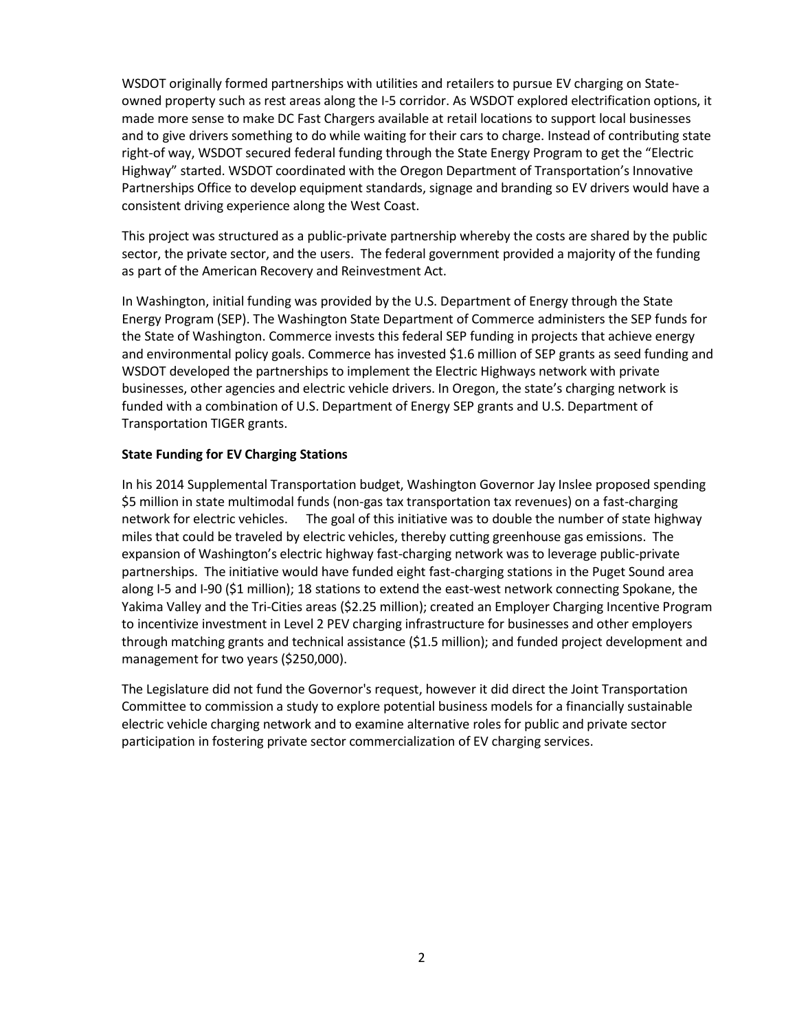WSDOT originally formed partnerships with utilities and retailers to pursue EV charging on State-owned property such as rest areas along the I-5 corridor. As WSDOT explored electrification options, it made more sense to make DC Fast Chargers available at retail locations to support local businesses and to give drivers something to do while waiting for their cars to charge. Instead of contributing state right-of way, WSDOT secured federal funding through the State Energy Program to get the "Electric Highway" started. WSDOT coordinated with the Oregon Department of Transportation's Innovative Partnerships Office to develop equipment standards, signage and branding so EV drivers would have a consistent driving experience along the West Coast.

This project was structured as a public-private partnership whereby the costs are shared by the public sector, the private sector, and the users. The federal government provided a majority of the funding as part of the American Recovery and Reinvestment Act.

In Washington, initial funding was provided by the U.S. Department of Energy through the State Energy Program (SEP). The Washington State Department of Commerce administers the SEP funds for the State of Washington. Commerce invests this federal SEP funding in projects that achieve energy and environmental policy goals. Commerce has invested $1.6 million of SEP grants as seed funding and WSDOT developed the partnerships to implement the Electric Highways network with private businesses, other agencies and electric vehicle drivers. In Oregon, the state's charging network is funded with a combination of U.S. Department of Energy SEP grants and U.S. Department of Transportation TIGER grants.

**State Funding for EV Charging Stations**

In his 2014 Supplemental Transportation budget, Washington Governor Jay Inslee proposed spending $5 million in state multimodal funds (non-gas tax transportation tax revenues) on a fast-charging network for electric vehicles. The goal of this initiative was to double the number of state highway miles that could be traveled by electric vehicles, thereby cutting greenhouse gas emissions. The expansion of Washington's electric highway fast-charging network was to leverage public-private partnerships. The initiative would have funded eight fast-charging stations in the Puget Sound area along I-5 and I-90 ($1 million); 18 stations to extend the east-west network connecting Spokane, the Yakima Valley and the Tri-Cities areas ($2.25 million); created an Employer Charging Incentive Program to incentivize investment in Level 2 PEV charging infrastructure for businesses and other employers through matching grants and technical assistance ($1.5 million); and funded project development and management for two years ($250,000).

The Legislature did not fund the Governor's request, however it did direct the Joint Transportation Committee to commission a study to explore potential business models for a financially sustainable electric vehicle charging network and to examine alternative roles for public and private sector participation in fostering private sector commercialization of EV charging services.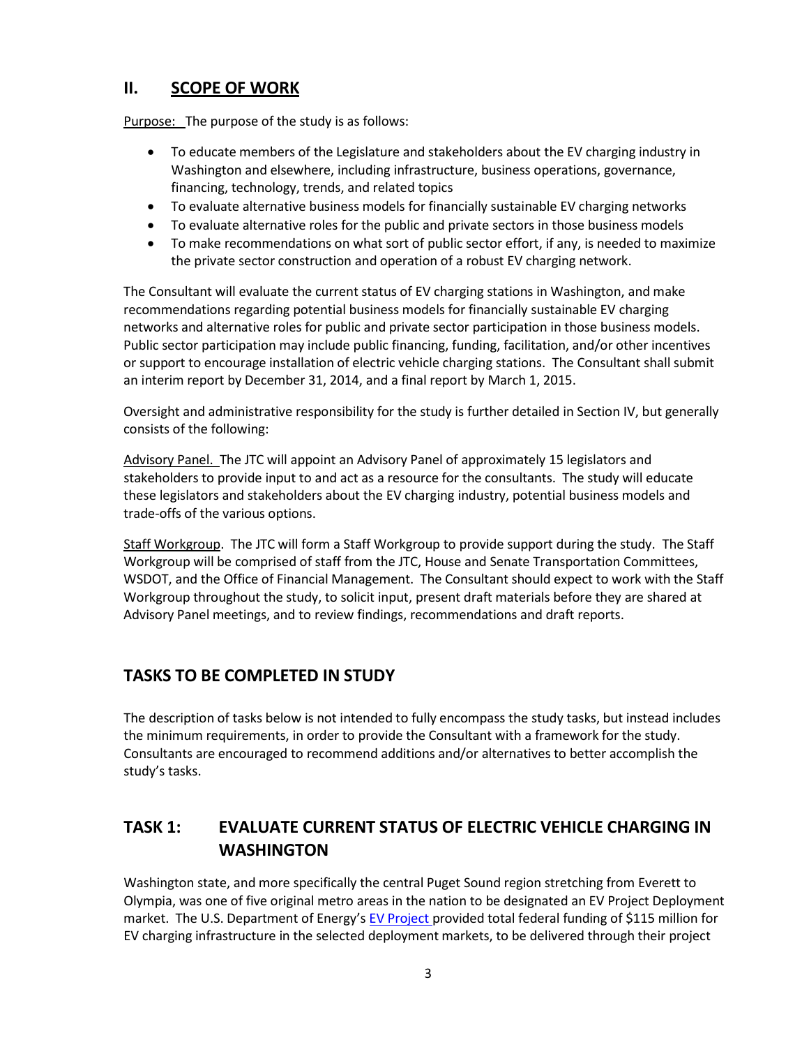## II. SCOPE OF WORK

Purpose: The purpose of the study is as follows:

- To educate members of the Legislature and stakeholders about the EV charging industry in Washington and elsewhere, including infrastructure, business operations, governance, financing, technology, trends, and related topics
- To evaluate alternative business models for financially sustainable EV charging networks
- To evaluate alternative roles for the public and private sectors in those business models
- To make recommendations on what sort of public sector effort, if any, is needed to maximize the private sector construction and operation of a robust EV charging network.

The Consultant will evaluate the current status of EV charging stations in Washington, and make recommendations regarding potential business models for financially sustainable EV charging networks and alternative roles for public and private sector participation in those business models. Public sector participation may include public financing, funding, facilitation, and/or other incentives or support to encourage installation of electric vehicle charging stations. The Consultant shall submit an interim report by December 31, 2014, and a final report by March 1, 2015.

Oversight and administrative responsibility for the study is further detailed in Section IV, but generally consists of the following:

Advisory Panel. The JTC will appoint an Advisory Panel of approximately 15 legislators and stakeholders to provide input to and act as a resource for the consultants. The study will educate these legislators and stakeholders about the EV charging industry, potential business models and trade-offs of the various options.

Staff Workgroup. The JTC will form a Staff Workgroup to provide support during the study. The Staff Workgroup will be comprised of staff from the JTC, House and Senate Transportation Committees, WSDOT, and the Office of Financial Management. The Consultant should expect to work with the Staff Workgroup throughout the study, to solicit input, present draft materials before they are shared at Advisory Panel meetings, and to review findings, recommendations and draft reports.

## TASKS TO BE COMPLETED IN STUDY

The description of tasks below is not intended to fully encompass the study tasks, but instead includes the minimum requirements, in order to provide the Consultant with a framework for the study. Consultants are encouraged to recommend additions and/or alternatives to better accomplish the study's tasks.

## TASK 1: EVALUATE CURRENT STATUS OF ELECTRIC VEHICLE CHARGING IN WASHINGTON

Washington state, and more specifically the central Puget Sound region stretching from Everett to Olympia, was one of five original metro areas in the nation to be designated an EV Project Deployment market. The U.S. Department of Energy's EV Project provided total federal funding of $115 million for EV charging infrastructure in the selected deployment markets, to be delivered through their project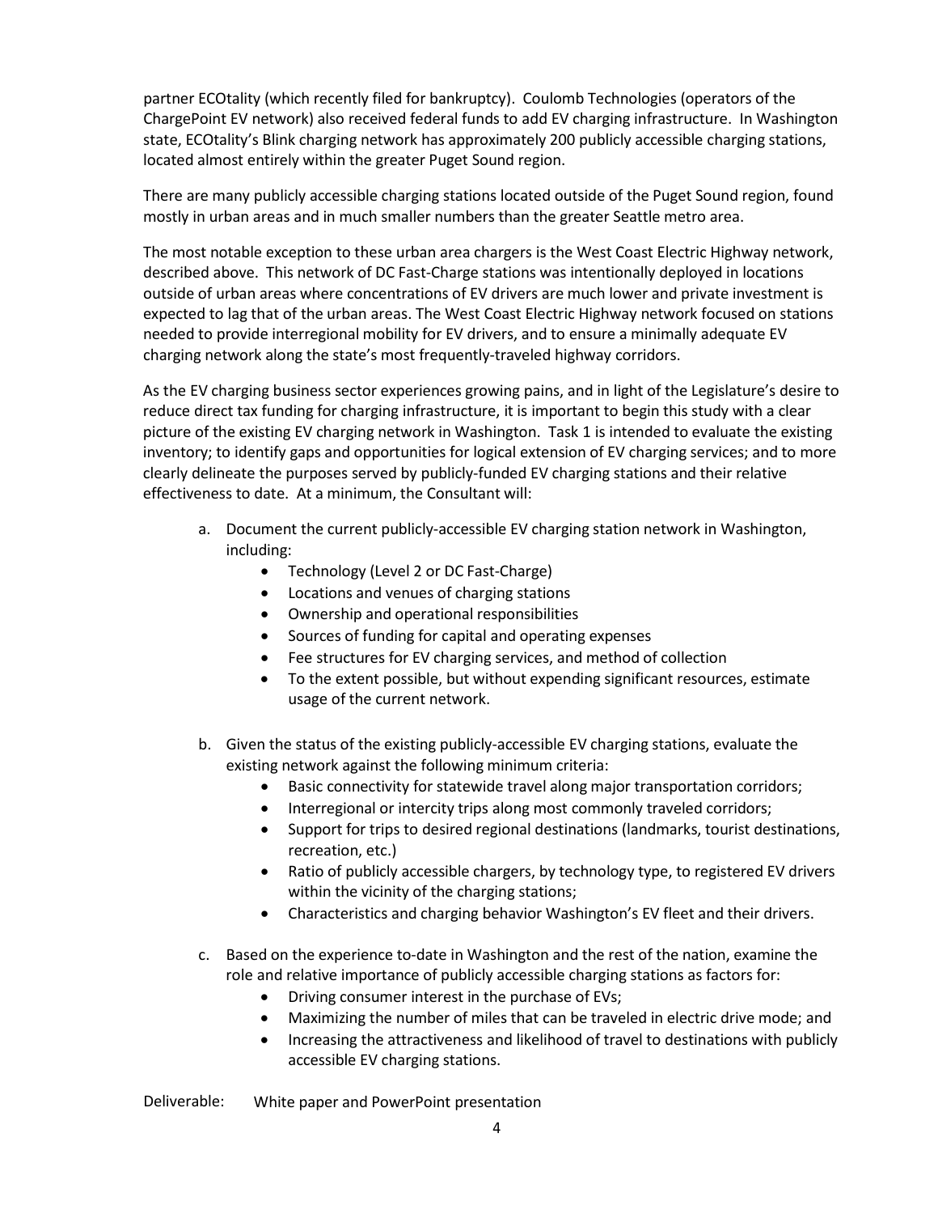partner ECOtality (which recently filed for bankruptcy). Coulomb Technologies (operators of the ChargePoint EV network) also received federal funds to add EV charging infrastructure. In Washington state, ECOtality's Blink charging network has approximately 200 publicly accessible charging stations, located almost entirely within the greater Puget Sound region.

There are many publicly accessible charging stations located outside of the Puget Sound region, found mostly in urban areas and in much smaller numbers than the greater Seattle metro area.

The most notable exception to these urban area chargers is the West Coast Electric Highway network, described above. This network of DC Fast-Charge stations was intentionally deployed in locations outside of urban areas where concentrations of EV drivers are much lower and private investment is expected to lag that of the urban areas. The West Coast Electric Highway network focused on stations needed to provide interregional mobility for EV drivers, and to ensure a minimally adequate EV charging network along the state's most frequently-traveled highway corridors.

As the EV charging business sector experiences growing pains, and in light of the Legislature's desire to reduce direct tax funding for charging infrastructure, it is important to begin this study with a clear picture of the existing EV charging network in Washington. Task 1 is intended to evaluate the existing inventory; to identify gaps and opportunities for logical extension of EV charging services; and to more clearly delineate the purposes served by publicly-funded EV charging stations and their relative effectiveness to date. At a minimum, the Consultant will:

a. Document the current publicly-accessible EV charging station network in Washington, including:
   - Technology (Level 2 or DC Fast-Charge)
   - Locations and venues of charging stations
   - Ownership and operational responsibilities
   - Sources of funding for capital and operating expenses
   - Fee structures for EV charging services, and method of collection
   - To the extent possible, but without expending significant resources, estimate usage of the current network.

b. Given the status of the existing publicly-accessible EV charging stations, evaluate the existing network against the following minimum criteria:
   - Basic connectivity for statewide travel along major transportation corridors;
   - Interregional or intercity trips along most commonly traveled corridors;
   - Support for trips to desired regional destinations (landmarks, tourist destinations, recreation, etc.)
   - Ratio of publicly accessible chargers, by technology type, to registered EV drivers within the vicinity of the charging stations;
   - Characteristics and charging behavior Washington's EV fleet and their drivers.

c. Based on the experience to-date in Washington and the rest of the nation, examine the role and relative importance of publicly accessible charging stations as factors for:
   - Driving consumer interest in the purchase of EVs;
   - Maximizing the number of miles that can be traveled in electric drive mode; and
   - Increasing the attractiveness and likelihood of travel to destinations with publicly accessible EV charging stations.

Deliverable: White paper and PowerPoint presentation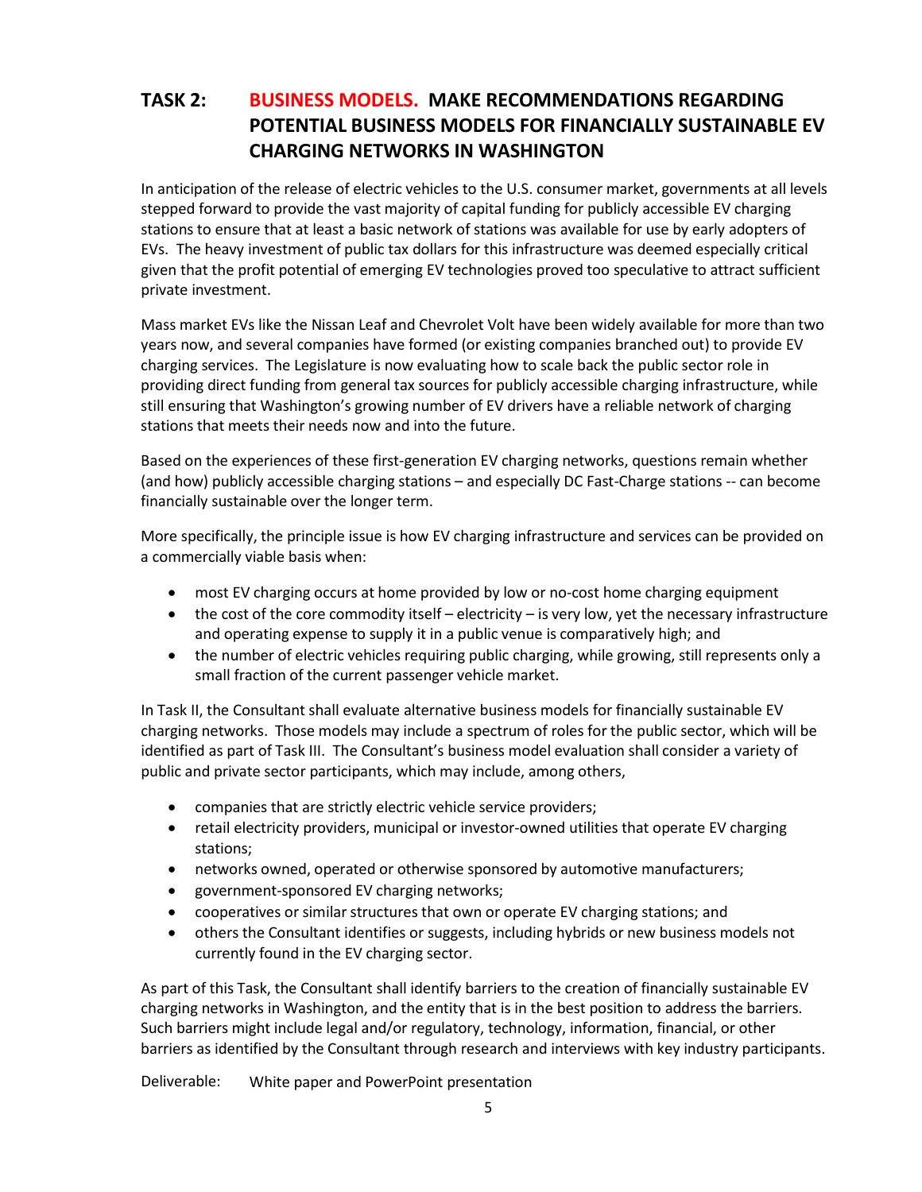## TASK 2: BUSINESS MODELS. MAKE RECOMMENDATIONS REGARDING POTENTIAL BUSINESS MODELS FOR FINANCIALLY SUSTAINABLE EV CHARGING NETWORKS IN WASHINGTON

In anticipation of the release of electric vehicles to the U.S. consumer market, governments at all levels stepped forward to provide the vast majority of capital funding for publicly accessible EV charging stations to ensure that at least a basic network of stations was available for use by early adopters of EVs. The heavy investment of public tax dollars for this infrastructure was deemed especially critical given that the profit potential of emerging EV technologies proved too speculative to attract sufficient private investment.

Mass market EVs like the Nissan Leaf and Chevrolet Volt have been widely available for more than two years now, and several companies have formed (or existing companies branched out) to provide EV charging services. The Legislature is now evaluating how to scale back the public sector role in providing direct funding from general tax sources for publicly accessible charging infrastructure, while still ensuring that Washington's growing number of EV drivers have a reliable network of charging stations that meets their needs now and into the future.

Based on the experiences of these first-generation EV charging networks, questions remain whether (and how) publicly accessible charging stations – and especially DC Fast-Charge stations -- can become financially sustainable over the longer term.

More specifically, the principle issue is how EV charging infrastructure and services can be provided on a commercially viable basis when:

- most EV charging occurs at home provided by low or no-cost home charging equipment
- the cost of the core commodity itself – electricity – is very low, yet the necessary infrastructure and operating expense to supply it in a public venue is comparatively high; and
- the number of electric vehicles requiring public charging, while growing, still represents only a small fraction of the current passenger vehicle market.

In Task II, the Consultant shall evaluate alternative business models for financially sustainable EV charging networks. Those models may include a spectrum of roles for the public sector, which will be identified as part of Task III. The Consultant's business model evaluation shall consider a variety of public and private sector participants, which may include, among others,

- companies that are strictly electric vehicle service providers;
- retail electricity providers, municipal or investor-owned utilities that operate EV charging stations;
- networks owned, operated or otherwise sponsored by automotive manufacturers;
- government-sponsored EV charging networks;
- cooperatives or similar structures that own or operate EV charging stations; and
- others the Consultant identifies or suggests, including hybrids or new business models not currently found in the EV charging sector.

As part of this Task, the Consultant shall identify barriers to the creation of financially sustainable EV charging networks in Washington, and the entity that is in the best position to address the barriers. Such barriers might include legal and/or regulatory, technology, information, financial, or other barriers as identified by the Consultant through research and interviews with key industry participants.

Deliverable: White paper and PowerPoint presentation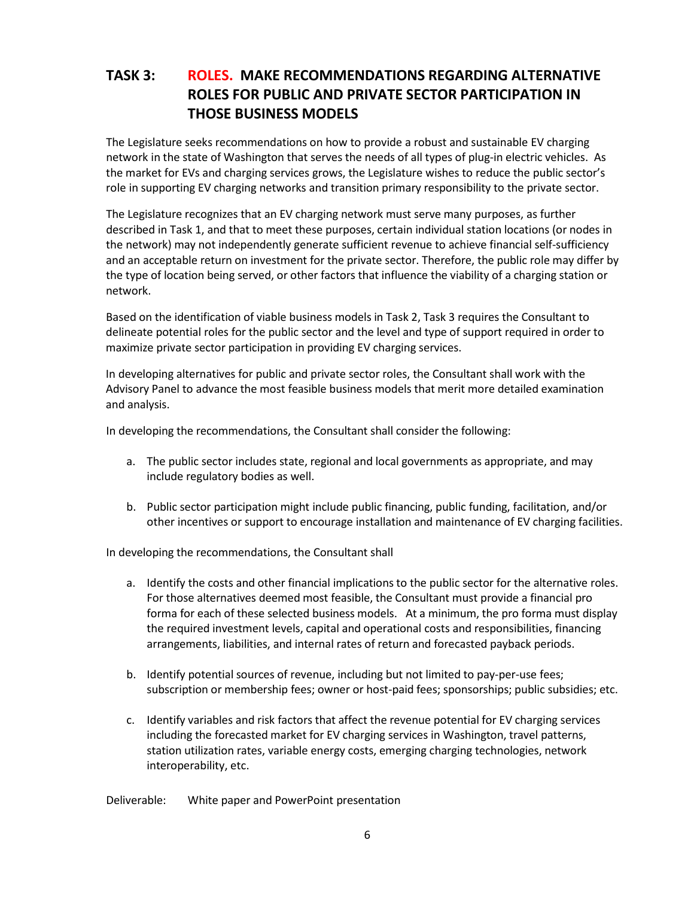## TASK 3: ROLES. MAKE RECOMMENDATIONS REGARDING ALTERNATIVE ROLES FOR PUBLIC AND PRIVATE SECTOR PARTICIPATION IN THOSE BUSINESS MODELS

The Legislature seeks recommendations on how to provide a robust and sustainable EV charging network in the state of Washington that serves the needs of all types of plug-in electric vehicles. As the market for EVs and charging services grows, the Legislature wishes to reduce the public sector's role in supporting EV charging networks and transition primary responsibility to the private sector.

The Legislature recognizes that an EV charging network must serve many purposes, as further described in Task 1, and that to meet these purposes, certain individual station locations (or nodes in the network) may not independently generate sufficient revenue to achieve financial self-sufficiency and an acceptable return on investment for the private sector. Therefore, the public role may differ by the type of location being served, or other factors that influence the viability of a charging station or network.

Based on the identification of viable business models in Task 2, Task 3 requires the Consultant to delineate potential roles for the public sector and the level and type of support required in order to maximize private sector participation in providing EV charging services.

In developing alternatives for public and private sector roles, the Consultant shall work with the Advisory Panel to advance the most feasible business models that merit more detailed examination and analysis.

In developing the recommendations, the Consultant shall consider the following:

a. The public sector includes state, regional and local governments as appropriate, and may include regulatory bodies as well.

b. Public sector participation might include public financing, public funding, facilitation, and/or other incentives or support to encourage installation and maintenance of EV charging facilities.

In developing the recommendations, the Consultant shall

a. Identify the costs and other financial implications to the public sector for the alternative roles. For those alternatives deemed most feasible, the Consultant must provide a financial pro forma for each of these selected business models. At a minimum, the pro forma must display the required investment levels, capital and operational costs and responsibilities, financing arrangements, liabilities, and internal rates of return and forecasted payback periods.

b. Identify potential sources of revenue, including but not limited to pay-per-use fees; subscription or membership fees; owner or host-paid fees; sponsorships; public subsidies; etc.

c. Identify variables and risk factors that affect the revenue potential for EV charging services including the forecasted market for EV charging services in Washington, travel patterns, station utilization rates, variable energy costs, emerging charging technologies, network interoperability, etc.

Deliverable: White paper and PowerPoint presentation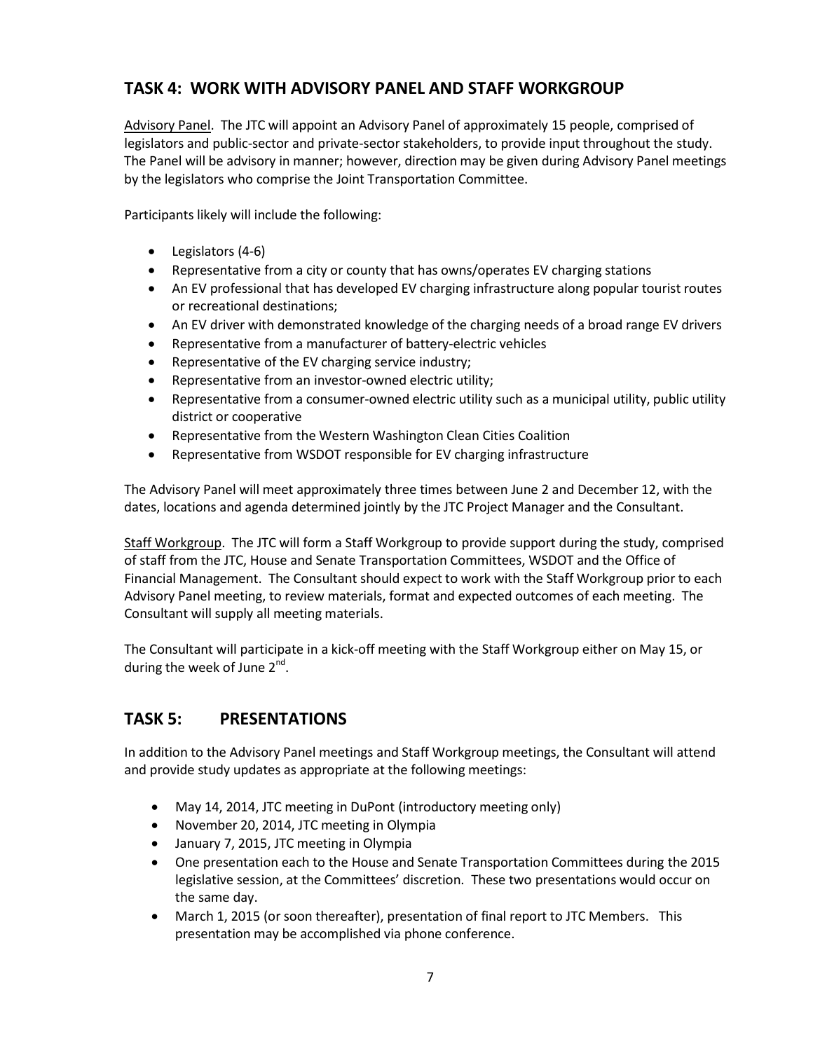## TASK 4: WORK WITH ADVISORY PANEL AND STAFF WORKGROUP

Advisory Panel. The JTC will appoint an Advisory Panel of approximately 15 people, comprised of legislators and public-sector and private-sector stakeholders, to provide input throughout the study. The Panel will be advisory in manner; however, direction may be given during Advisory Panel meetings by the legislators who comprise the Joint Transportation Committee.

Participants likely will include the following:

- Legislators (4-6)
- Representative from a city or county that has owns/operates EV charging stations
- An EV professional that has developed EV charging infrastructure along popular tourist routes or recreational destinations;
- An EV driver with demonstrated knowledge of the charging needs of a broad range EV drivers
- Representative from a manufacturer of battery-electric vehicles
- Representative of the EV charging service industry;
- Representative from an investor-owned electric utility;
- Representative from a consumer-owned electric utility such as a municipal utility, public utility district or cooperative
- Representative from the Western Washington Clean Cities Coalition
- Representative from WSDOT responsible for EV charging infrastructure

The Advisory Panel will meet approximately three times between June 2 and December 12, with the dates, locations and agenda determined jointly by the JTC Project Manager and the Consultant.

Staff Workgroup. The JTC will form a Staff Workgroup to provide support during the study, comprised of staff from the JTC, House and Senate Transportation Committees, WSDOT and the Office of Financial Management. The Consultant should expect to work with the Staff Workgroup prior to each Advisory Panel meeting, to review materials, format and expected outcomes of each meeting. The Consultant will supply all meeting materials.

The Consultant will participate in a kick-off meeting with the Staff Workgroup either on May 15, or during the week of June 2nd.

## TASK 5: PRESENTATIONS

In addition to the Advisory Panel meetings and Staff Workgroup meetings, the Consultant will attend and provide study updates as appropriate at the following meetings:

- May 14, 2014, JTC meeting in DuPont (introductory meeting only)
- November 20, 2014, JTC meeting in Olympia
- January 7, 2015, JTC meeting in Olympia
- One presentation each to the House and Senate Transportation Committees during the 2015 legislative session, at the Committees' discretion. These two presentations would occur on the same day.
- March 1, 2015 (or soon thereafter), presentation of final report to JTC Members. This presentation may be accomplished via phone conference.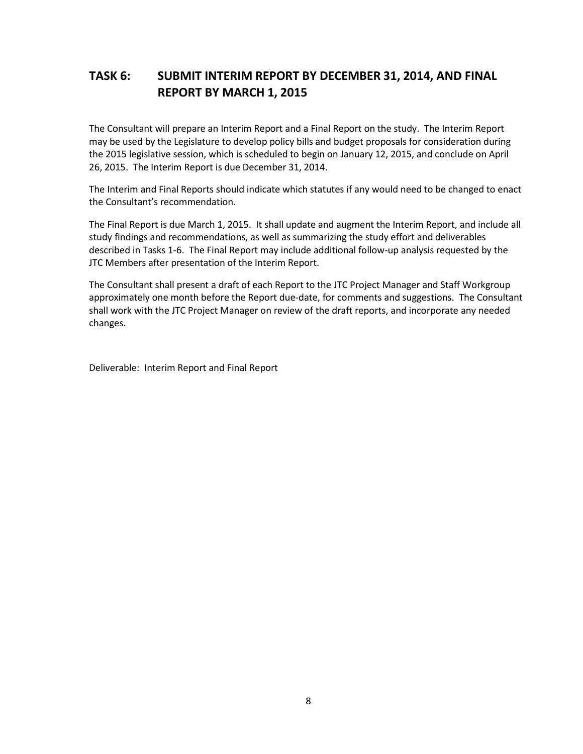## TASK 6: SUBMIT INTERIM REPORT BY DECEMBER 31, 2014, AND FINAL REPORT BY MARCH 1, 2015

The Consultant will prepare an Interim Report and a Final Report on the study. The Interim Report may be used by the Legislature to develop policy bills and budget proposals for consideration during the 2015 legislative session, which is scheduled to begin on January 12, 2015, and conclude on April 26, 2015. The Interim Report is due December 31, 2014.

The Interim and Final Reports should indicate which statutes if any would need to be changed to enact the Consultant's recommendation.

The Final Report is due March 1, 2015. It shall update and augment the Interim Report, and include all study findings and recommendations, as well as summarizing the study effort and deliverables described in Tasks 1-6. The Final Report may include additional follow-up analysis requested by the JTC Members after presentation of the Interim Report.

The Consultant shall present a draft of each Report to the JTC Project Manager and Staff Workgroup approximately one month before the Report due-date, for comments and suggestions. The Consultant shall work with the JTC Project Manager on review of the draft reports, and incorporate any needed changes.

Deliverable: Interim Report and Final Report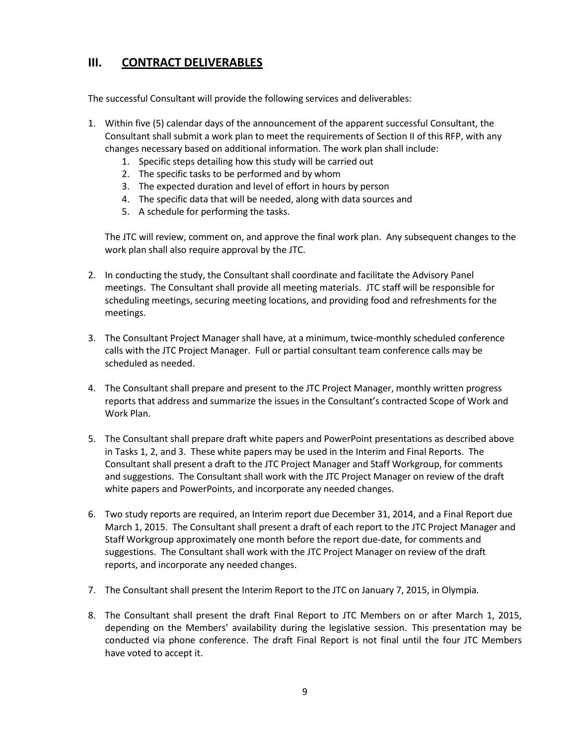## III. CONTRACT DELIVERABLES

The successful Consultant will provide the following services and deliverables:

1. Within five (5) calendar days of the announcement of the apparent successful Consultant, the Consultant shall submit a work plan to meet the requirements of Section II of this RFP, with any changes necessary based on additional information. The work plan shall include:
    1. Specific steps detailing how this study will be carried out
    2. The specific tasks to be performed and by whom
    3. The expected duration and level of effort in hours by person
    4. The specific data that will be needed, along with data sources and
    5. A schedule for performing the tasks.

    The JTC will review, comment on, and approve the final work plan. Any subsequent changes to the work plan shall also require approval by the JTC.

2. In conducting the study, the Consultant shall coordinate and facilitate the Advisory Panel meetings. The Consultant shall provide all meeting materials. JTC staff will be responsible for scheduling meetings, securing meeting locations, and providing food and refreshments for the meetings.

3. The Consultant Project Manager shall have, at a minimum, twice-monthly scheduled conference calls with the JTC Project Manager. Full or partial consultant team conference calls may be scheduled as needed.

4. The Consultant shall prepare and present to the JTC Project Manager, monthly written progress reports that address and summarize the issues in the Consultant's contracted Scope of Work and Work Plan.

5. The Consultant shall prepare draft white papers and PowerPoint presentations as described above in Tasks 1, 2, and 3. These white papers may be used in the Interim and Final Reports. The Consultant shall present a draft to the JTC Project Manager and Staff Workgroup, for comments and suggestions. The Consultant shall work with the JTC Project Manager on review of the draft white papers and PowerPoints, and incorporate any needed changes.

6. Two study reports are required, an Interim report due December 31, 2014, and a Final Report due March 1, 2015. The Consultant shall present a draft of each report to the JTC Project Manager and Staff Workgroup approximately one month before the report due-date, for comments and suggestions. The Consultant shall work with the JTC Project Manager on review of the draft reports, and incorporate any needed changes.

7. The Consultant shall present the Interim Report to the JTC on January 7, 2015, in Olympia.

8. The Consultant shall present the draft Final Report to JTC Members on or after March 1, 2015, depending on the Members' availability during the legislative session. This presentation may be conducted via phone conference. The draft Final Report is not final until the four JTC Members have voted to accept it.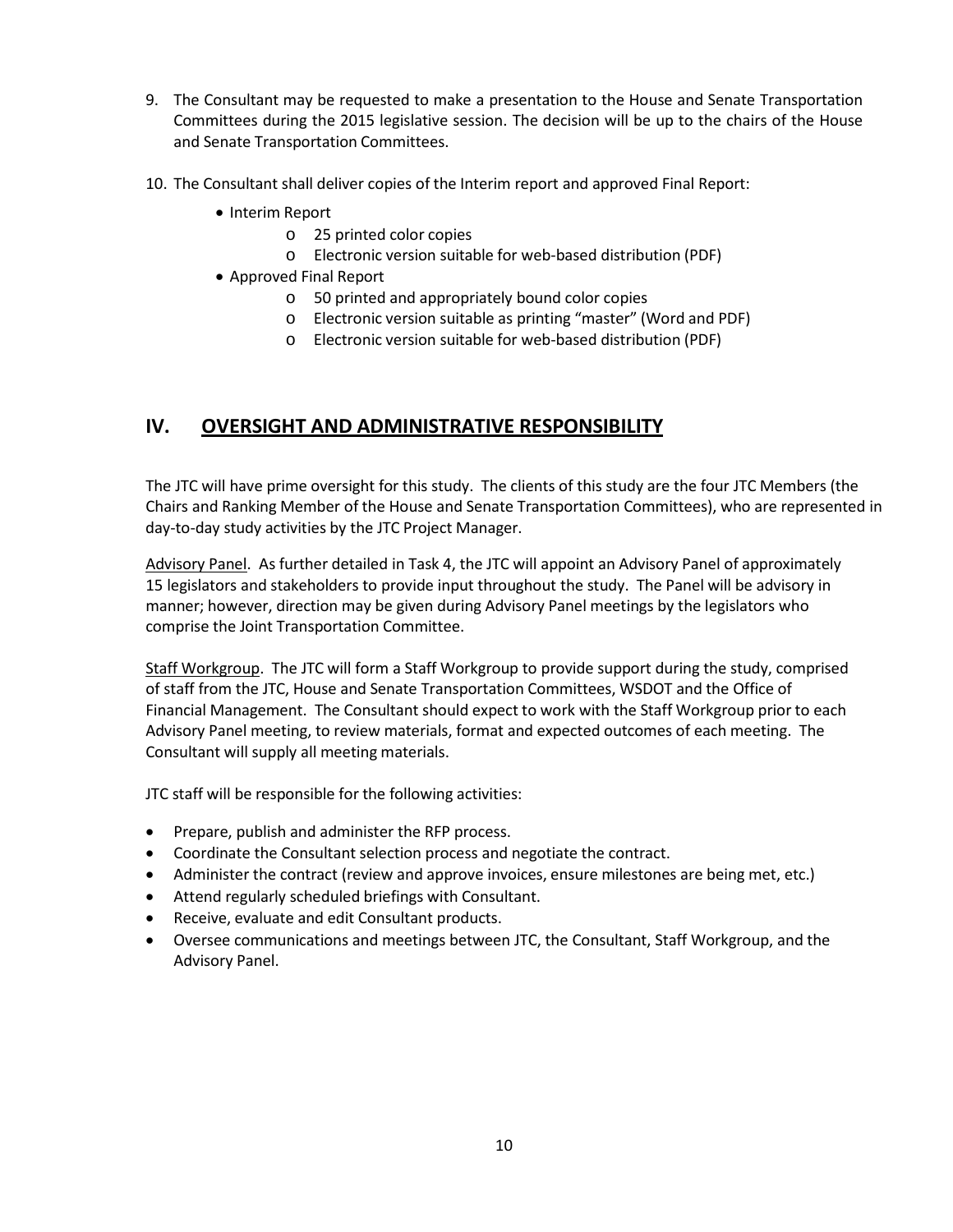9. The Consultant may be requested to make a presentation to the House and Senate Transportation Committees during the 2015 legislative session. The decision will be up to the chairs of the House and Senate Transportation Committees.

10. The Consultant shall deliver copies of the Interim report and approved Final Report:
    - Interim Report
        - 25 printed color copies
        - Electronic version suitable for web-based distribution (PDF)
    - Approved Final Report
        - 50 printed and appropriately bound color copies
        - Electronic version suitable as printing "master" (Word and PDF)
        - Electronic version suitable for web-based distribution (PDF)

## IV. OVERSIGHT AND ADMINISTRATIVE RESPONSIBILITY

The JTC will have prime oversight for this study. The clients of this study are the four JTC Members (the Chairs and Ranking Member of the House and Senate Transportation Committees), who are represented in day-to-day study activities by the JTC Project Manager.

Advisory Panel. As further detailed in Task 4, the JTC will appoint an Advisory Panel of approximately 15 legislators and stakeholders to provide input throughout the study. The Panel will be advisory in manner; however, direction may be given during Advisory Panel meetings by the legislators who comprise the Joint Transportation Committee.

Staff Workgroup. The JTC will form a Staff Workgroup to provide support during the study, comprised of staff from the JTC, House and Senate Transportation Committees, WSDOT and the Office of Financial Management. The Consultant should expect to work with the Staff Workgroup prior to each Advisory Panel meeting, to review materials, format and expected outcomes of each meeting. The Consultant will supply all meeting materials.

JTC staff will be responsible for the following activities:

- Prepare, publish and administer the RFP process.
- Coordinate the Consultant selection process and negotiate the contract.
- Administer the contract (review and approve invoices, ensure milestones are being met, etc.)
- Attend regularly scheduled briefings with Consultant.
- Receive, evaluate and edit Consultant products.
- Oversee communications and meetings between JTC, the Consultant, Staff Workgroup, and the Advisory Panel.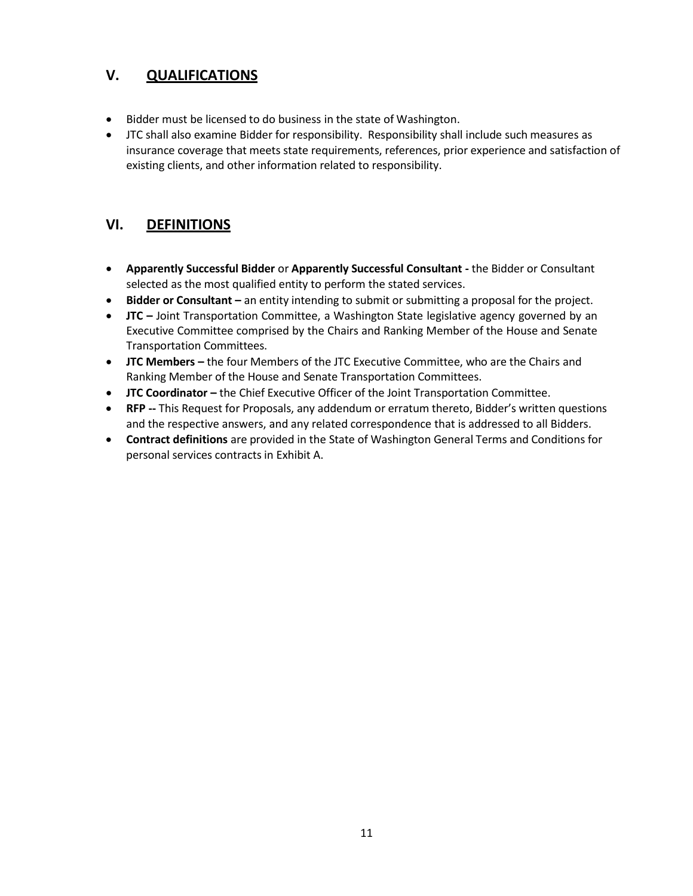## V. QUALIFICATIONS

- Bidder must be licensed to do business in the state of Washington.
- JTC shall also examine Bidder for responsibility. Responsibility shall include such measures as insurance coverage that meets state requirements, references, prior experience and satisfaction of existing clients, and other information related to responsibility.

## VI. DEFINITIONS

- **Apparently Successful Bidder** or **Apparently Successful Consultant -** the Bidder or Consultant selected as the most qualified entity to perform the stated services.
- **Bidder or Consultant –** an entity intending to submit or submitting a proposal for the project.
- **JTC –** Joint Transportation Committee, a Washington State legislative agency governed by an Executive Committee comprised by the Chairs and Ranking Member of the House and Senate Transportation Committees.
- **JTC Members –** the four Members of the JTC Executive Committee, who are the Chairs and Ranking Member of the House and Senate Transportation Committees.
- **JTC Coordinator –** the Chief Executive Officer of the Joint Transportation Committee.
- **RFP --** This Request for Proposals, any addendum or erratum thereto, Bidder's written questions and the respective answers, and any related correspondence that is addressed to all Bidders.
- **Contract definitions** are provided in the State of Washington General Terms and Conditions for personal services contracts in Exhibit A.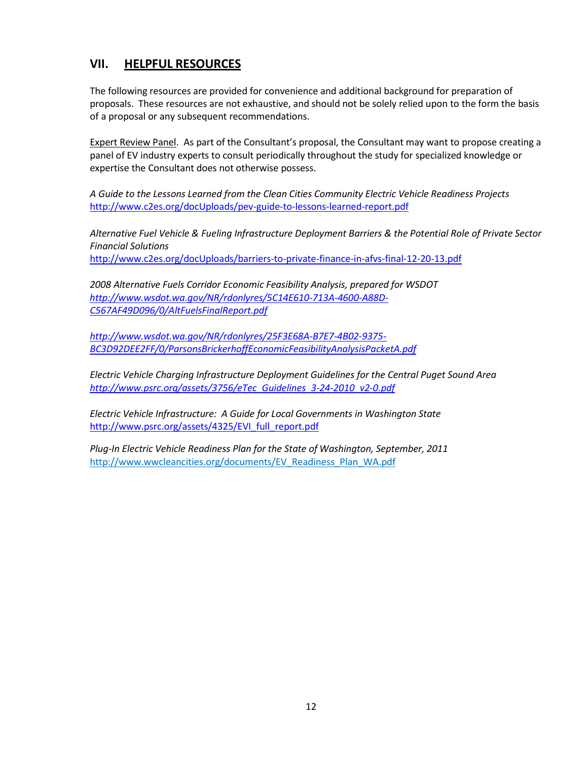## VII. HELPFUL RESOURCES

The following resources are provided for convenience and additional background for preparation of proposals. These resources are not exhaustive, and should not be solely relied upon to the form the basis of a proposal or any subsequent recommendations.

Expert Review Panel. As part of the Consultant's proposal, the Consultant may want to propose creating a panel of EV industry experts to consult periodically throughout the study for specialized knowledge or expertise the Consultant does not otherwise possess.

*A Guide to the Lessons Learned from the Clean Cities Community Electric Vehicle Readiness Projects*
http://www.c2es.org/docUploads/pev-guide-to-lessons-learned-report.pdf

*Alternative Fuel Vehicle & Fueling Infrastructure Deployment Barriers & the Potential Role of Private Sector Financial Solutions*
http://www.c2es.org/docUploads/barriers-to-private-finance-in-afvs-final-12-20-13.pdf

*2008 Alternative Fuels Corridor Economic Feasibility Analysis, prepared for WSDOT*
*http://www.wsdot.wa.gov/NR/rdonlyres/5C14E610-713A-4600-A88D-C567AF49D096/0/AltFuelsFinalReport.pdf*

*http://www.wsdot.wa.gov/NR/rdonlyres/25F3E68A-B7E7-4B02-9375-BC3D92DEE2FF/0/ParsonsBrickerhoffEconomicFeasibilityAnalysisPacketA.pdf*

*Electric Vehicle Charging Infrastructure Deployment Guidelines for the Central Puget Sound Area*
*http://www.psrc.org/assets/3756/eTec_Guidelines_3-24-2010_v2-0.pdf*

*Electric Vehicle Infrastructure: A Guide for Local Governments in Washington State*
http://www.psrc.org/assets/4325/EVI_full_report.pdf

*Plug-In Electric Vehicle Readiness Plan for the State of Washington, September, 2011*
http://www.wwcleancities.org/documents/EV_Readiness_Plan_WA.pdf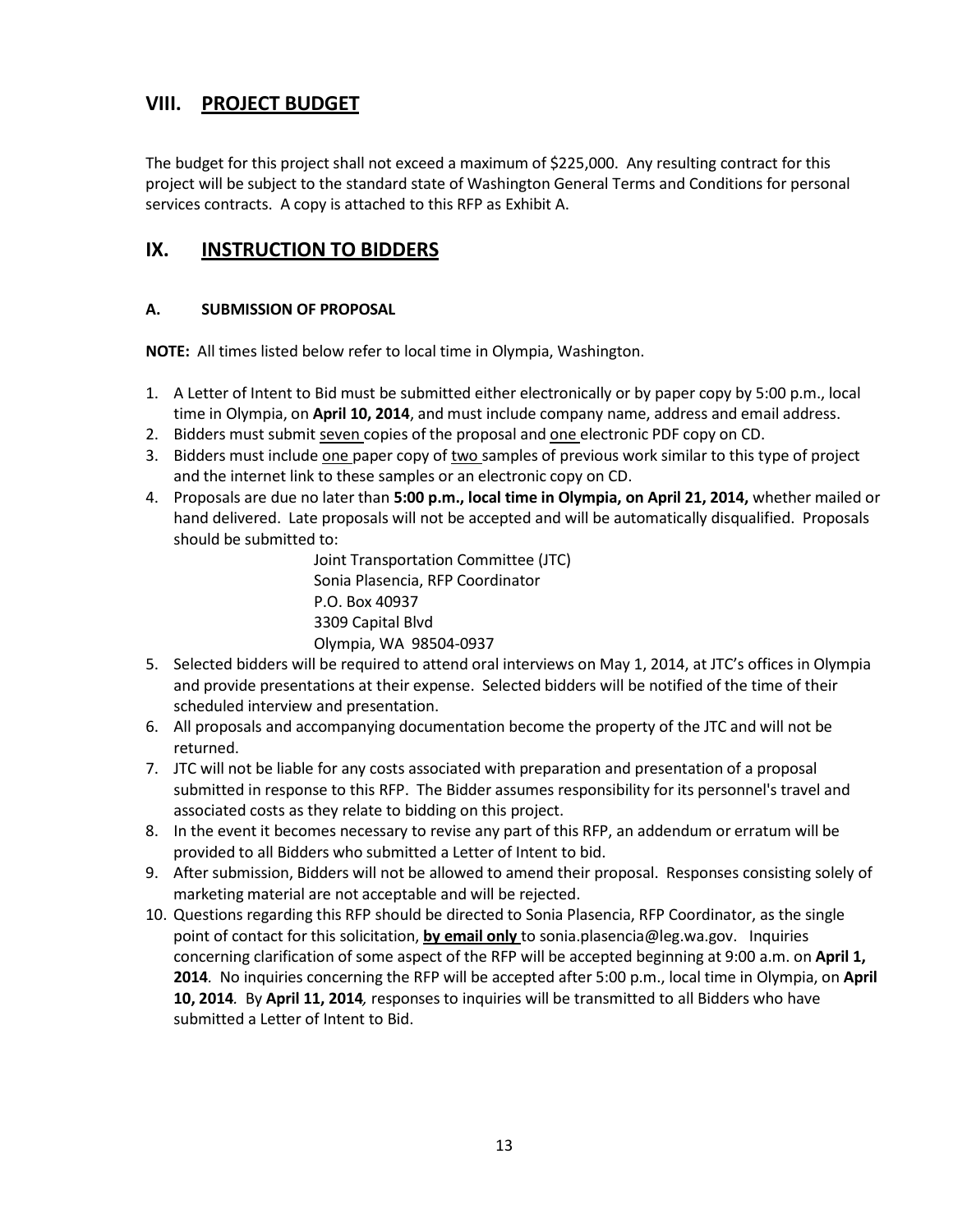## VIII. PROJECT BUDGET

The budget for this project shall not exceed a maximum of $225,000. Any resulting contract for this project will be subject to the standard state of Washington General Terms and Conditions for personal services contracts. A copy is attached to this RFP as Exhibit A.

## IX. INSTRUCTION TO BIDDERS

### A. SUBMISSION OF PROPOSAL

**NOTE:** All times listed below refer to local time in Olympia, Washington.

1. A Letter of Intent to Bid must be submitted either electronically or by paper copy by 5:00 p.m., local time in Olympia, on **April 10, 2014**, and must include company name, address and email address.
2. Bidders must submit seven copies of the proposal and one electronic PDF copy on CD.
3. Bidders must include one paper copy of two samples of previous work similar to this type of project and the internet link to these samples or an electronic copy on CD.
4. Proposals are due no later than **5:00 p.m., local time in Olympia, on April 21, 2014,** whether mailed or hand delivered. Late proposals will not be accepted and will be automatically disqualified. Proposals should be submitted to:

   Joint Transportation Committee (JTC)
   Sonia Plasencia, RFP Coordinator
   P.O. Box 40937
   3309 Capital Blvd
   Olympia, WA 98504-0937
5. Selected bidders will be required to attend oral interviews on May 1, 2014, at JTC's offices in Olympia and provide presentations at their expense. Selected bidders will be notified of the time of their scheduled interview and presentation.
6. All proposals and accompanying documentation become the property of the JTC and will not be returned.
7. JTC will not be liable for any costs associated with preparation and presentation of a proposal submitted in response to this RFP. The Bidder assumes responsibility for its personnel's travel and associated costs as they relate to bidding on this project.
8. In the event it becomes necessary to revise any part of this RFP, an addendum or erratum will be provided to all Bidders who submitted a Letter of Intent to bid.
9. After submission, Bidders will not be allowed to amend their proposal. Responses consisting solely of marketing material are not acceptable and will be rejected.
10. Questions regarding this RFP should be directed to Sonia Plasencia, RFP Coordinator, as the single point of contact for this solicitation, **by email only** to sonia.plasencia@leg.wa.gov. Inquiries concerning clarification of some aspect of the RFP will be accepted beginning at 9:00 a.m. on **April 1, 2014**. No inquiries concerning the RFP will be accepted after 5:00 p.m., local time in Olympia, on **April 10, 2014**. By **April 11, 2014***,* responses to inquiries will be transmitted to all Bidders who have submitted a Letter of Intent to Bid.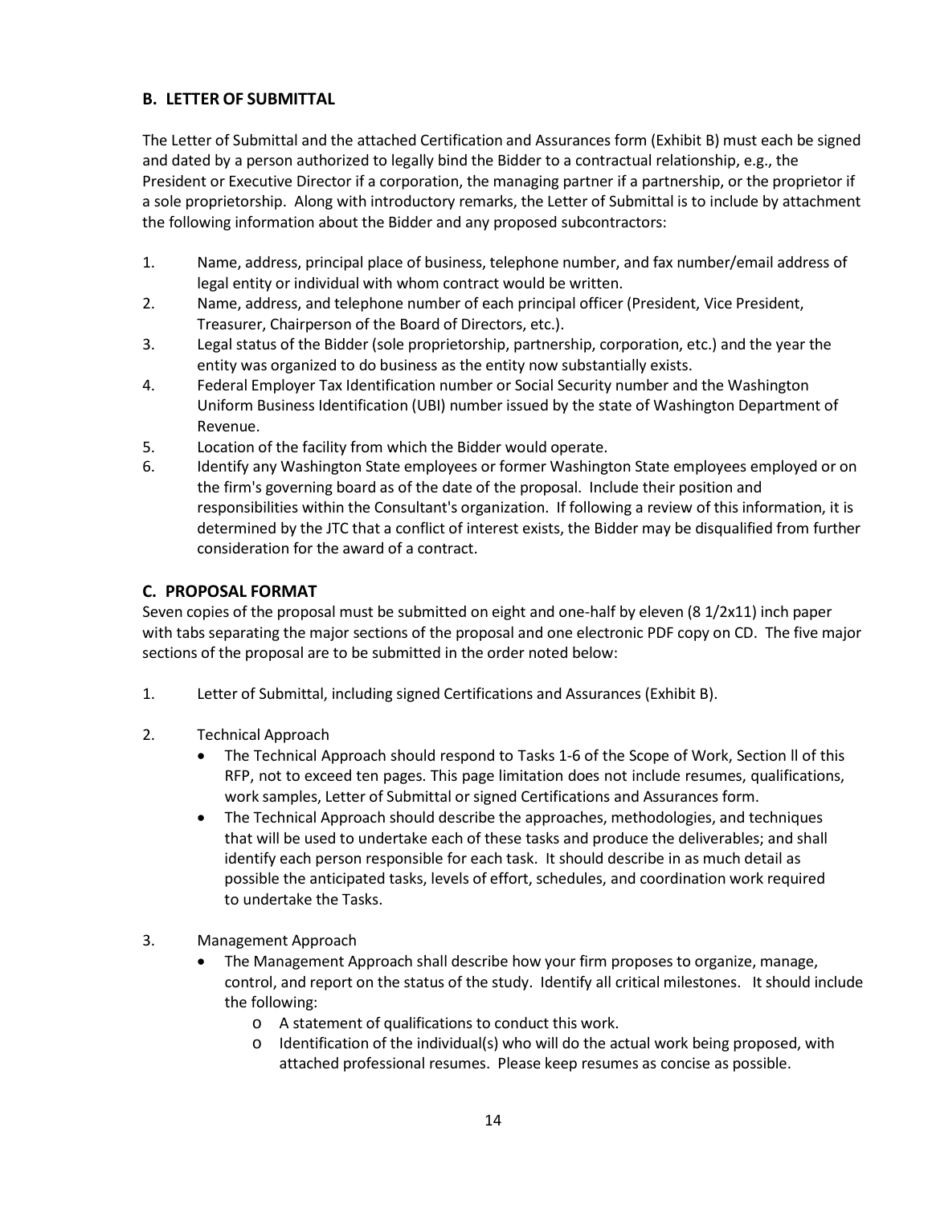## B. LETTER OF SUBMITTAL

The Letter of Submittal and the attached Certification and Assurances form (Exhibit B) must each be signed and dated by a person authorized to legally bind the Bidder to a contractual relationship, e.g., the President or Executive Director if a corporation, the managing partner if a partnership, or the proprietor if a sole proprietorship. Along with introductory remarks, the Letter of Submittal is to include by attachment the following information about the Bidder and any proposed subcontractors:

1. Name, address, principal place of business, telephone number, and fax number/email address of legal entity or individual with whom contract would be written.
2. Name, address, and telephone number of each principal officer (President, Vice President, Treasurer, Chairperson of the Board of Directors, etc.).
3. Legal status of the Bidder (sole proprietorship, partnership, corporation, etc.) and the year the entity was organized to do business as the entity now substantially exists.
4. Federal Employer Tax Identification number or Social Security number and the Washington Uniform Business Identification (UBI) number issued by the state of Washington Department of Revenue.
5. Location of the facility from which the Bidder would operate.
6. Identify any Washington State employees or former Washington State employees employed or on the firm's governing board as of the date of the proposal. Include their position and responsibilities within the Consultant's organization. If following a review of this information, it is determined by the JTC that a conflict of interest exists, the Bidder may be disqualified from further consideration for the award of a contract.

## C. PROPOSAL FORMAT

Seven copies of the proposal must be submitted on eight and one-half by eleven (8 1/2x11) inch paper with tabs separating the major sections of the proposal and one electronic PDF copy on CD. The five major sections of the proposal are to be submitted in the order noted below:

1. Letter of Submittal, including signed Certifications and Assurances (Exhibit B).

2. Technical Approach
   - The Technical Approach should respond to Tasks 1-6 of the Scope of Work, Section ll of this RFP, not to exceed ten pages. This page limitation does not include resumes, qualifications, work samples, Letter of Submittal or signed Certifications and Assurances form.
   - The Technical Approach should describe the approaches, methodologies, and techniques that will be used to undertake each of these tasks and produce the deliverables; and shall identify each person responsible for each task. It should describe in as much detail as possible the anticipated tasks, levels of effort, schedules, and coordination work required to undertake the Tasks.

3. Management Approach
   - The Management Approach shall describe how your firm proposes to organize, manage, control, and report on the status of the study. Identify all critical milestones. It should include the following:
     - A statement of qualifications to conduct this work.
     - Identification of the individual(s) who will do the actual work being proposed, with attached professional resumes. Please keep resumes as concise as possible.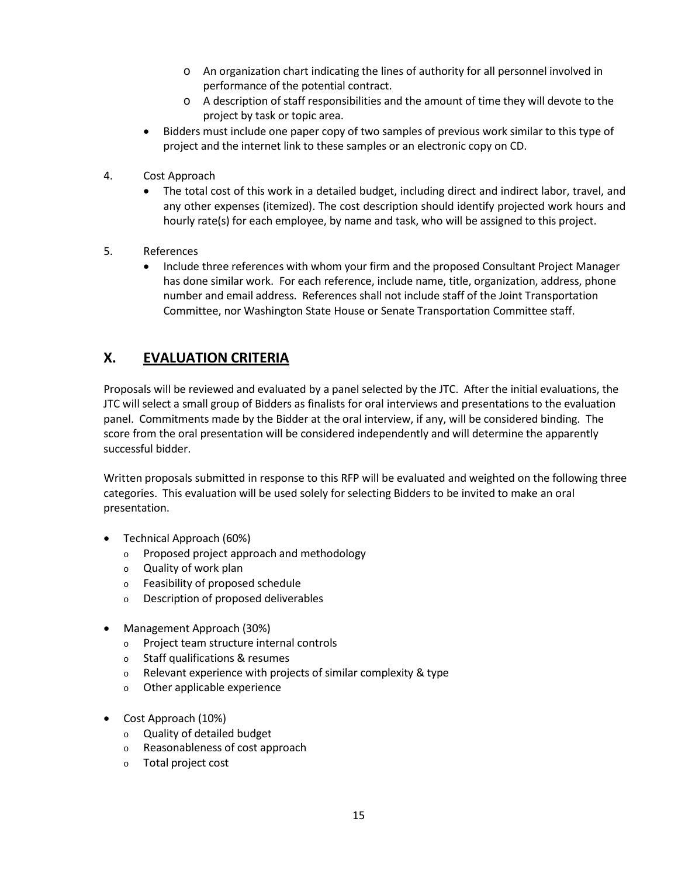- An organization chart indicating the lines of authority for all personnel involved in performance of the potential contract.
    - A description of staff responsibilities and the amount of time they will devote to the project by task or topic area.
  - Bidders must include one paper copy of two samples of previous work similar to this type of project and the internet link to these samples or an electronic copy on CD.

4. Cost Approach
   - The total cost of this work in a detailed budget, including direct and indirect labor, travel, and any other expenses (itemized). The cost description should identify projected work hours and hourly rate(s) for each employee, by name and task, who will be assigned to this project.

5. References
   - Include three references with whom your firm and the proposed Consultant Project Manager has done similar work. For each reference, include name, title, organization, address, phone number and email address. References shall not include staff of the Joint Transportation Committee, nor Washington State House or Senate Transportation Committee staff.

## X. EVALUATION CRITERIA

Proposals will be reviewed and evaluated by a panel selected by the JTC. After the initial evaluations, the JTC will select a small group of Bidders as finalists for oral interviews and presentations to the evaluation panel. Commitments made by the Bidder at the oral interview, if any, will be considered binding. The score from the oral presentation will be considered independently and will determine the apparently successful bidder.

Written proposals submitted in response to this RFP will be evaluated and weighted on the following three categories. This evaluation will be used solely for selecting Bidders to be invited to make an oral presentation.

- Technical Approach (60%)
  - Proposed project approach and methodology
  - Quality of work plan
  - Feasibility of proposed schedule
  - Description of proposed deliverables

- Management Approach (30%)
  - Project team structure internal controls
  - Staff qualifications & resumes
  - Relevant experience with projects of similar complexity & type
  - Other applicable experience

- Cost Approach (10%)
  - Quality of detailed budget
  - Reasonableness of cost approach
  - Total project cost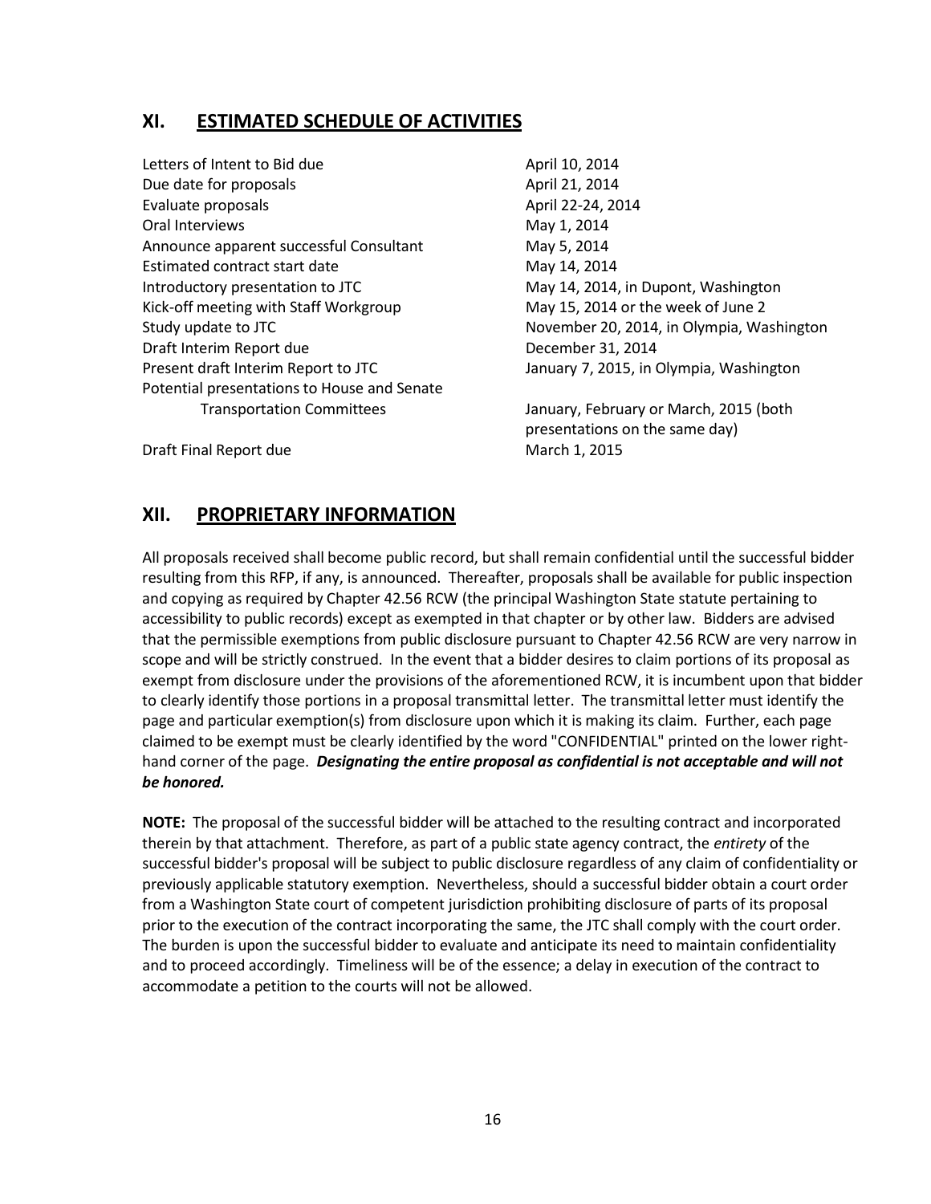## XI. ESTIMATED SCHEDULE OF ACTIVITIES

| | |
|---|---|
| Letters of Intent to Bid due | April 10, 2014 |
| Due date for proposals | April 21, 2014 |
| Evaluate proposals | April 22-24, 2014 |
| Oral Interviews | May 1, 2014 |
| Announce apparent successful Consultant | May 5, 2014 |
| Estimated contract start date | May 14, 2014 |
| Introductory presentation to JTC | May 14, 2014, in Dupont, Washington |
| Kick-off meeting with Staff Workgroup | May 15, 2014 or the week of June 2 |
| Study update to JTC | November 20, 2014, in Olympia, Washington |
| Draft Interim Report due | December 31, 2014 |
| Present draft Interim Report to JTC | January 7, 2015, in Olympia, Washington |
| Potential presentations to House and Senate Transportation Committees | January, February or March, 2015 (both presentations on the same day) |
| Draft Final Report due | March 1, 2015 |

## XII. PROPRIETARY INFORMATION

All proposals received shall become public record, but shall remain confidential until the successful bidder resulting from this RFP, if any, is announced. Thereafter, proposals shall be available for public inspection and copying as required by Chapter 42.56 RCW (the principal Washington State statute pertaining to accessibility to public records) except as exempted in that chapter or by other law. Bidders are advised that the permissible exemptions from public disclosure pursuant to Chapter 42.56 RCW are very narrow in scope and will be strictly construed. In the event that a bidder desires to claim portions of its proposal as exempt from disclosure under the provisions of the aforementioned RCW, it is incumbent upon that bidder to clearly identify those portions in a proposal transmittal letter. The transmittal letter must identify the page and particular exemption(s) from disclosure upon which it is making its claim. Further, each page claimed to be exempt must be clearly identified by the word "CONFIDENTIAL" printed on the lower right-hand corner of the page. ***Designating the entire proposal as confidential is not acceptable and will not be honored.***

**NOTE:** The proposal of the successful bidder will be attached to the resulting contract and incorporated therein by that attachment. Therefore, as part of a public state agency contract, the *entirety* of the successful bidder's proposal will be subject to public disclosure regardless of any claim of confidentiality or previously applicable statutory exemption. Nevertheless, should a successful bidder obtain a court order from a Washington State court of competent jurisdiction prohibiting disclosure of parts of its proposal prior to the execution of the contract incorporating the same, the JTC shall comply with the court order. The burden is upon the successful bidder to evaluate and anticipate its need to maintain confidentiality and to proceed accordingly. Timeliness will be of the essence; a delay in execution of the contract to accommodate a petition to the courts will not be allowed.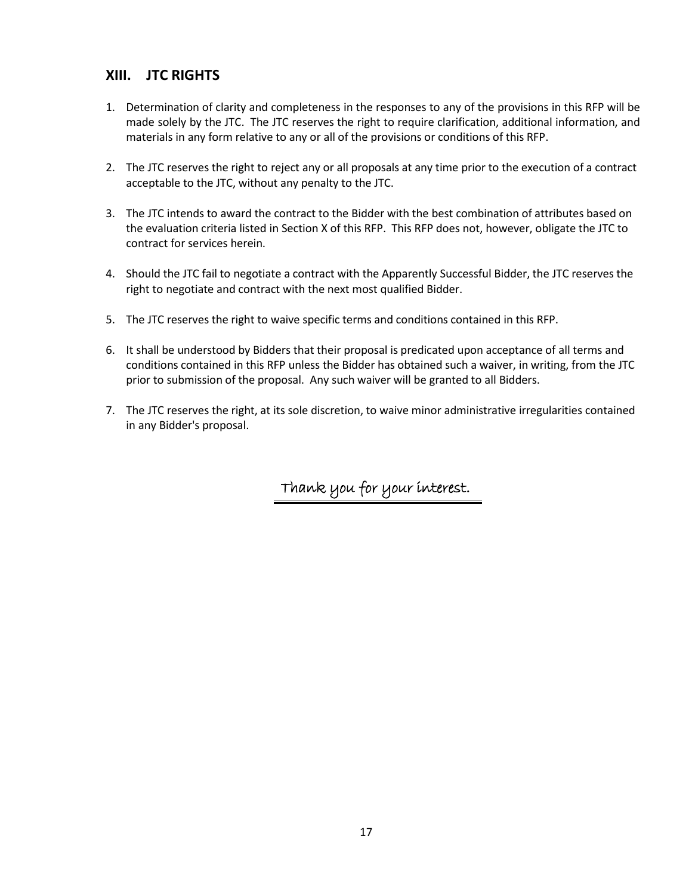## XIII. JTC RIGHTS

1. Determination of clarity and completeness in the responses to any of the provisions in this RFP will be made solely by the JTC. The JTC reserves the right to require clarification, additional information, and materials in any form relative to any or all of the provisions or conditions of this RFP.

2. The JTC reserves the right to reject any or all proposals at any time prior to the execution of a contract acceptable to the JTC, without any penalty to the JTC.

3. The JTC intends to award the contract to the Bidder with the best combination of attributes based on the evaluation criteria listed in Section X of this RFP. This RFP does not, however, obligate the JTC to contract for services herein.

4. Should the JTC fail to negotiate a contract with the Apparently Successful Bidder, the JTC reserves the right to negotiate and contract with the next most qualified Bidder.

5. The JTC reserves the right to waive specific terms and conditions contained in this RFP.

6. It shall be understood by Bidders that their proposal is predicated upon acceptance of all terms and conditions contained in this RFP unless the Bidder has obtained such a waiver, in writing, from the JTC prior to submission of the proposal. Any such waiver will be granted to all Bidders.

7. The JTC reserves the right, at its sole discretion, to waive minor administrative irregularities contained in any Bidder's proposal.

*Thank you for your interest.*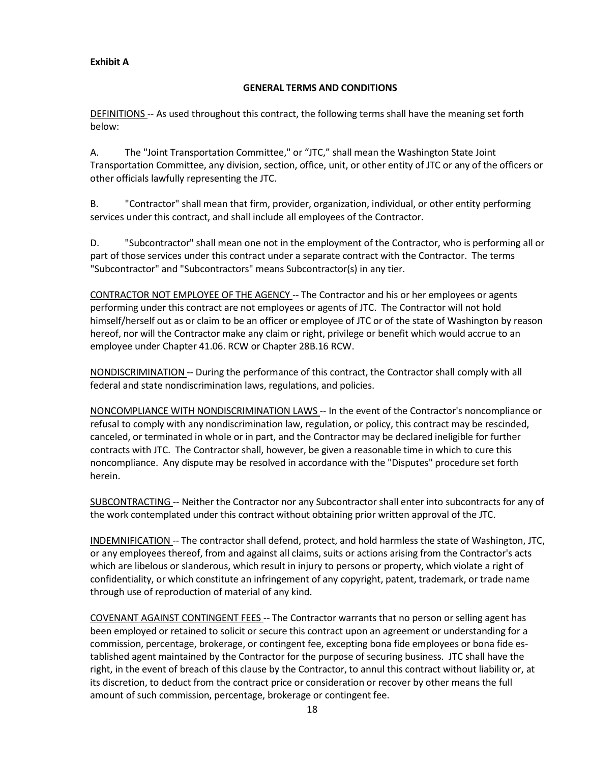**Exhibit A**

**GENERAL TERMS AND CONDITIONS**

DEFINITIONS -- As used throughout this contract, the following terms shall have the meaning set forth below:

A. The "Joint Transportation Committee," or "JTC," shall mean the Washington State Joint Transportation Committee, any division, section, office, unit, or other entity of JTC or any of the officers or other officials lawfully representing the JTC.

B. "Contractor" shall mean that firm, provider, organization, individual, or other entity performing services under this contract, and shall include all employees of the Contractor.

D. "Subcontractor" shall mean one not in the employment of the Contractor, who is performing all or part of those services under this contract under a separate contract with the Contractor. The terms "Subcontractor" and "Subcontractors" means Subcontractor(s) in any tier.

CONTRACTOR NOT EMPLOYEE OF THE AGENCY -- The Contractor and his or her employees or agents performing under this contract are not employees or agents of JTC. The Contractor will not hold himself/herself out as or claim to be an officer or employee of JTC or of the state of Washington by reason hereof, nor will the Contractor make any claim or right, privilege or benefit which would accrue to an employee under Chapter 41.06. RCW or Chapter 28B.16 RCW.

NONDISCRIMINATION -- During the performance of this contract, the Contractor shall comply with all federal and state nondiscrimination laws, regulations, and policies.

NONCOMPLIANCE WITH NONDISCRIMINATION LAWS -- In the event of the Contractor's noncompliance or refusal to comply with any nondiscrimination law, regulation, or policy, this contract may be rescinded, canceled, or terminated in whole or in part, and the Contractor may be declared ineligible for further contracts with JTC. The Contractor shall, however, be given a reasonable time in which to cure this noncompliance. Any dispute may be resolved in accordance with the "Disputes" procedure set forth herein.

SUBCONTRACTING -- Neither the Contractor nor any Subcontractor shall enter into subcontracts for any of the work contemplated under this contract without obtaining prior written approval of the JTC.

INDEMNIFICATION -- The contractor shall defend, protect, and hold harmless the state of Washington, JTC, or any employees thereof, from and against all claims, suits or actions arising from the Contractor's acts which are libelous or slanderous, which result in injury to persons or property, which violate a right of confidentiality, or which constitute an infringement of any copyright, patent, trademark, or trade name through use of reproduction of material of any kind.

COVENANT AGAINST CONTINGENT FEES -- The Contractor warrants that no person or selling agent has been employed or retained to solicit or secure this contract upon an agreement or understanding for a commission, percentage, brokerage, or contingent fee, excepting bona fide employees or bona fide established agent maintained by the Contractor for the purpose of securing business. JTC shall have the right, in the event of breach of this clause by the Contractor, to annul this contract without liability or, at its discretion, to deduct from the contract price or consideration or recover by other means the full amount of such commission, percentage, brokerage or contingent fee.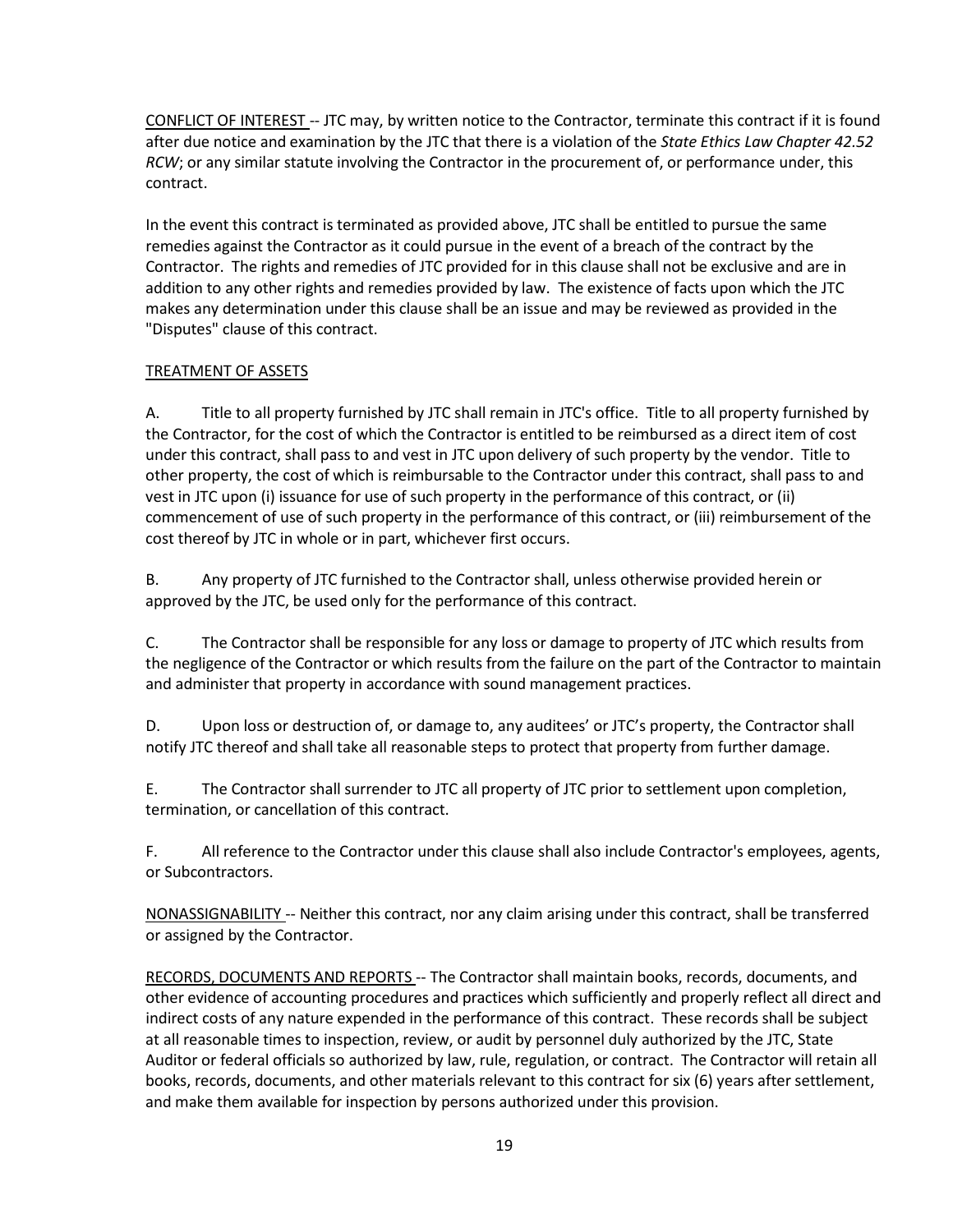CONFLICT OF INTEREST -- JTC may, by written notice to the Contractor, terminate this contract if it is found after due notice and examination by the JTC that there is a violation of the *State Ethics Law Chapter 42.52 RCW*; or any similar statute involving the Contractor in the procurement of, or performance under, this contract.

In the event this contract is terminated as provided above, JTC shall be entitled to pursue the same remedies against the Contractor as it could pursue in the event of a breach of the contract by the Contractor. The rights and remedies of JTC provided for in this clause shall not be exclusive and are in addition to any other rights and remedies provided by law. The existence of facts upon which the JTC makes any determination under this clause shall be an issue and may be reviewed as provided in the "Disputes" clause of this contract.

TREATMENT OF ASSETS

A. Title to all property furnished by JTC shall remain in JTC's office. Title to all property furnished by the Contractor, for the cost of which the Contractor is entitled to be reimbursed as a direct item of cost under this contract, shall pass to and vest in JTC upon delivery of such property by the vendor. Title to other property, the cost of which is reimbursable to the Contractor under this contract, shall pass to and vest in JTC upon (i) issuance for use of such property in the performance of this contract, or (ii) commencement of use of such property in the performance of this contract, or (iii) reimbursement of the cost thereof by JTC in whole or in part, whichever first occurs.

B. Any property of JTC furnished to the Contractor shall, unless otherwise provided herein or approved by the JTC, be used only for the performance of this contract.

C. The Contractor shall be responsible for any loss or damage to property of JTC which results from the negligence of the Contractor or which results from the failure on the part of the Contractor to maintain and administer that property in accordance with sound management practices.

D. Upon loss or destruction of, or damage to, any auditees' or JTC's property, the Contractor shall notify JTC thereof and shall take all reasonable steps to protect that property from further damage.

E. The Contractor shall surrender to JTC all property of JTC prior to settlement upon completion, termination, or cancellation of this contract.

F. All reference to the Contractor under this clause shall also include Contractor's employees, agents, or Subcontractors.

NONASSIGNABILITY -- Neither this contract, nor any claim arising under this contract, shall be transferred or assigned by the Contractor.

RECORDS, DOCUMENTS AND REPORTS -- The Contractor shall maintain books, records, documents, and other evidence of accounting procedures and practices which sufficiently and properly reflect all direct and indirect costs of any nature expended in the performance of this contract. These records shall be subject at all reasonable times to inspection, review, or audit by personnel duly authorized by the JTC, State Auditor or federal officials so authorized by law, rule, regulation, or contract. The Contractor will retain all books, records, documents, and other materials relevant to this contract for six (6) years after settlement, and make them available for inspection by persons authorized under this provision.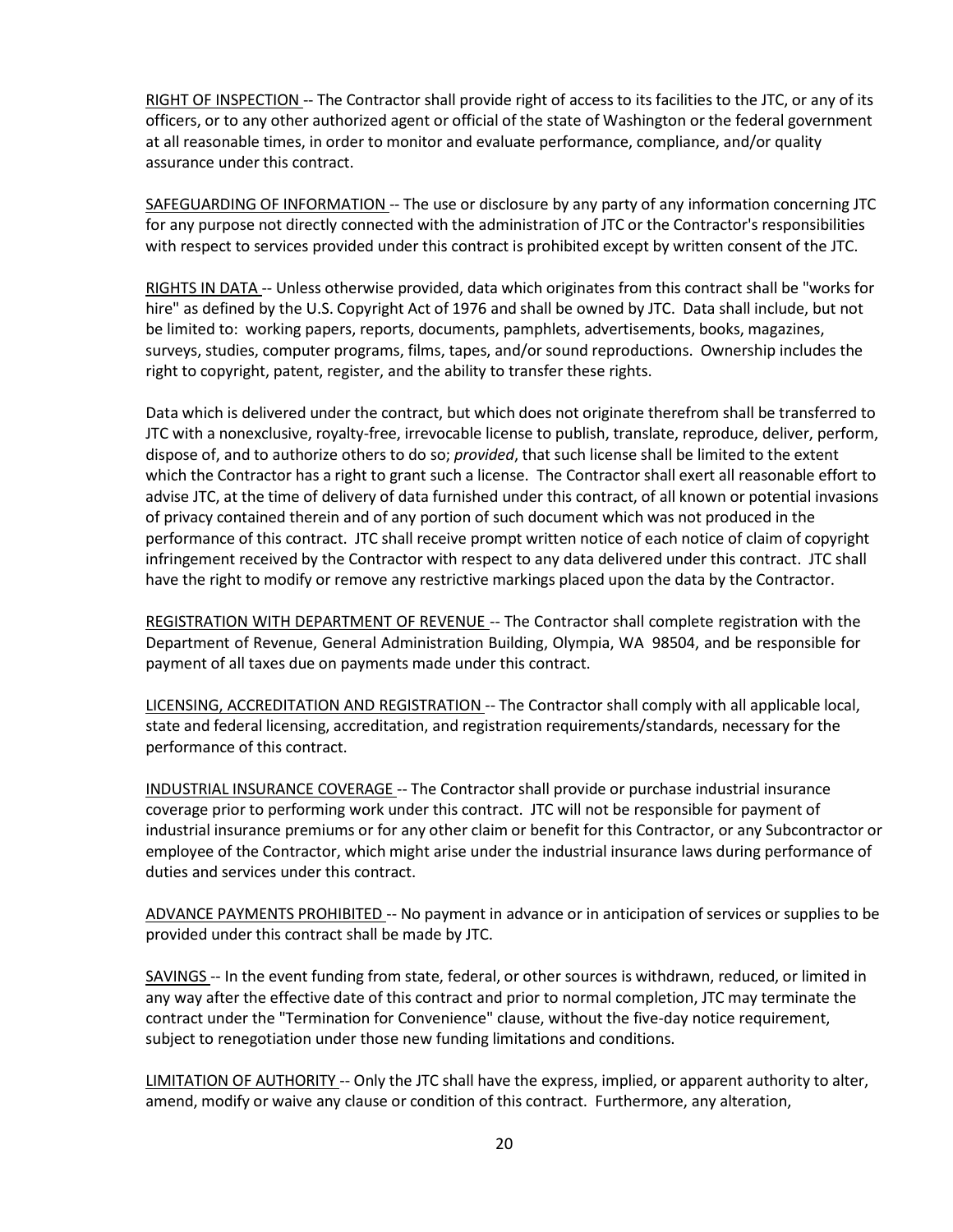RIGHT OF INSPECTION -- The Contractor shall provide right of access to its facilities to the JTC, or any of its officers, or to any other authorized agent or official of the state of Washington or the federal government at all reasonable times, in order to monitor and evaluate performance, compliance, and/or quality assurance under this contract.

SAFEGUARDING OF INFORMATION -- The use or disclosure by any party of any information concerning JTC for any purpose not directly connected with the administration of JTC or the Contractor's responsibilities with respect to services provided under this contract is prohibited except by written consent of the JTC.

RIGHTS IN DATA -- Unless otherwise provided, data which originates from this contract shall be "works for hire" as defined by the U.S. Copyright Act of 1976 and shall be owned by JTC. Data shall include, but not be limited to: working papers, reports, documents, pamphlets, advertisements, books, magazines, surveys, studies, computer programs, films, tapes, and/or sound reproductions. Ownership includes the right to copyright, patent, register, and the ability to transfer these rights.

Data which is delivered under the contract, but which does not originate therefrom shall be transferred to JTC with a nonexclusive, royalty-free, irrevocable license to publish, translate, reproduce, deliver, perform, dispose of, and to authorize others to do so; *provided*, that such license shall be limited to the extent which the Contractor has a right to grant such a license. The Contractor shall exert all reasonable effort to advise JTC, at the time of delivery of data furnished under this contract, of all known or potential invasions of privacy contained therein and of any portion of such document which was not produced in the performance of this contract. JTC shall receive prompt written notice of each notice of claim of copyright infringement received by the Contractor with respect to any data delivered under this contract. JTC shall have the right to modify or remove any restrictive markings placed upon the data by the Contractor.

REGISTRATION WITH DEPARTMENT OF REVENUE -- The Contractor shall complete registration with the Department of Revenue, General Administration Building, Olympia, WA 98504, and be responsible for payment of all taxes due on payments made under this contract.

LICENSING, ACCREDITATION AND REGISTRATION -- The Contractor shall comply with all applicable local, state and federal licensing, accreditation, and registration requirements/standards, necessary for the performance of this contract.

INDUSTRIAL INSURANCE COVERAGE -- The Contractor shall provide or purchase industrial insurance coverage prior to performing work under this contract. JTC will not be responsible for payment of industrial insurance premiums or for any other claim or benefit for this Contractor, or any Subcontractor or employee of the Contractor, which might arise under the industrial insurance laws during performance of duties and services under this contract.

ADVANCE PAYMENTS PROHIBITED -- No payment in advance or in anticipation of services or supplies to be provided under this contract shall be made by JTC.

SAVINGS -- In the event funding from state, federal, or other sources is withdrawn, reduced, or limited in any way after the effective date of this contract and prior to normal completion, JTC may terminate the contract under the "Termination for Convenience" clause, without the five-day notice requirement, subject to renegotiation under those new funding limitations and conditions.

LIMITATION OF AUTHORITY -- Only the JTC shall have the express, implied, or apparent authority to alter, amend, modify or waive any clause or condition of this contract. Furthermore, any alteration,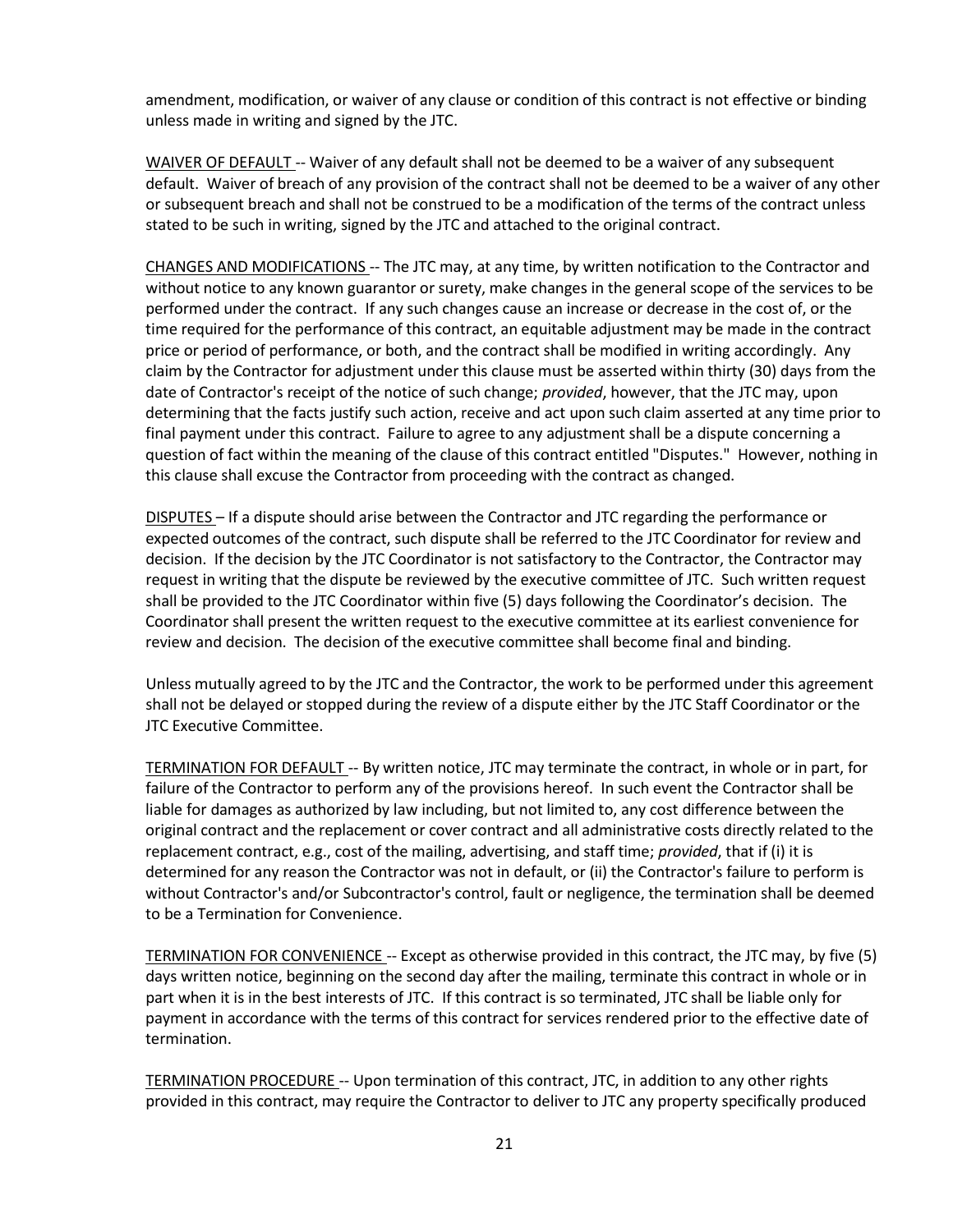amendment, modification, or waiver of any clause or condition of this contract is not effective or binding unless made in writing and signed by the JTC.

<u>WAIVER OF DEFAULT</u> -- Waiver of any default shall not be deemed to be a waiver of any subsequent default. Waiver of breach of any provision of the contract shall not be deemed to be a waiver of any other or subsequent breach and shall not be construed to be a modification of the terms of the contract unless stated to be such in writing, signed by the JTC and attached to the original contract.

<u>CHANGES AND MODIFICATIONS</u> -- The JTC may, at any time, by written notification to the Contractor and without notice to any known guarantor or surety, make changes in the general scope of the services to be performed under the contract. If any such changes cause an increase or decrease in the cost of, or the time required for the performance of this contract, an equitable adjustment may be made in the contract price or period of performance, or both, and the contract shall be modified in writing accordingly. Any claim by the Contractor for adjustment under this clause must be asserted within thirty (30) days from the date of Contractor's receipt of the notice of such change; *provided*, however, that the JTC may, upon determining that the facts justify such action, receive and act upon such claim asserted at any time prior to final payment under this contract. Failure to agree to any adjustment shall be a dispute concerning a question of fact within the meaning of the clause of this contract entitled "Disputes." However, nothing in this clause shall excuse the Contractor from proceeding with the contract as changed.

<u>DISPUTES</u> – If a dispute should arise between the Contractor and JTC regarding the performance or expected outcomes of the contract, such dispute shall be referred to the JTC Coordinator for review and decision. If the decision by the JTC Coordinator is not satisfactory to the Contractor, the Contractor may request in writing that the dispute be reviewed by the executive committee of JTC. Such written request shall be provided to the JTC Coordinator within five (5) days following the Coordinator's decision. The Coordinator shall present the written request to the executive committee at its earliest convenience for review and decision. The decision of the executive committee shall become final and binding.

Unless mutually agreed to by the JTC and the Contractor, the work to be performed under this agreement shall not be delayed or stopped during the review of a dispute either by the JTC Staff Coordinator or the JTC Executive Committee.

<u>TERMINATION FOR DEFAULT</u> -- By written notice, JTC may terminate the contract, in whole or in part, for failure of the Contractor to perform any of the provisions hereof. In such event the Contractor shall be liable for damages as authorized by law including, but not limited to, any cost difference between the original contract and the replacement or cover contract and all administrative costs directly related to the replacement contract, e.g., cost of the mailing, advertising, and staff time; *provided*, that if (i) it is determined for any reason the Contractor was not in default, or (ii) the Contractor's failure to perform is without Contractor's and/or Subcontractor's control, fault or negligence, the termination shall be deemed to be a Termination for Convenience.

<u>TERMINATION FOR CONVENIENCE</u> -- Except as otherwise provided in this contract, the JTC may, by five (5) days written notice, beginning on the second day after the mailing, terminate this contract in whole or in part when it is in the best interests of JTC. If this contract is so terminated, JTC shall be liable only for payment in accordance with the terms of this contract for services rendered prior to the effective date of termination.

<u>TERMINATION PROCEDURE</u> -- Upon termination of this contract, JTC, in addition to any other rights provided in this contract, may require the Contractor to deliver to JTC any property specifically produced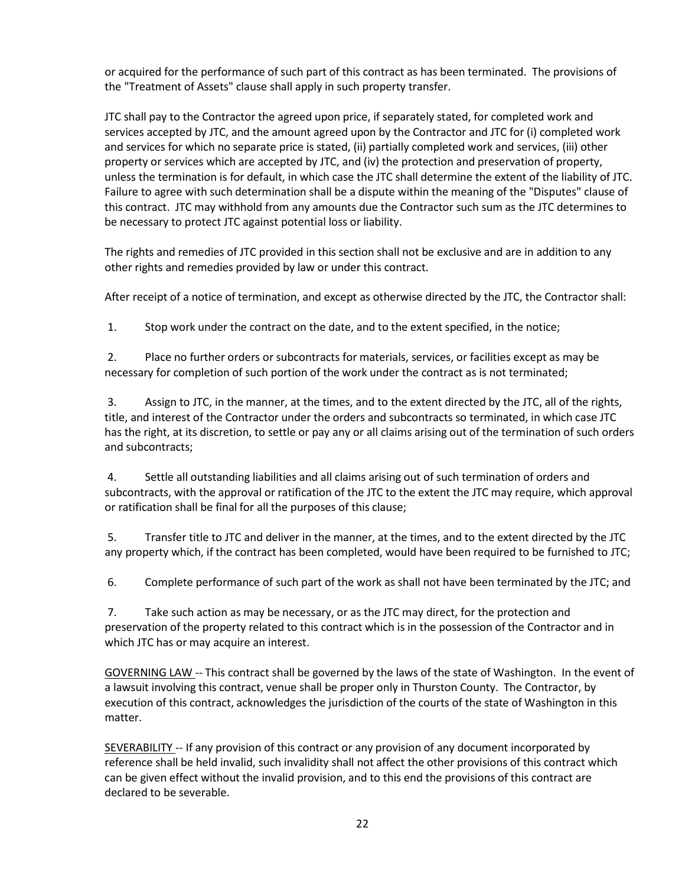or acquired for the performance of such part of this contract as has been terminated. The provisions of the "Treatment of Assets" clause shall apply in such property transfer.

JTC shall pay to the Contractor the agreed upon price, if separately stated, for completed work and services accepted by JTC, and the amount agreed upon by the Contractor and JTC for (i) completed work and services for which no separate price is stated, (ii) partially completed work and services, (iii) other property or services which are accepted by JTC, and (iv) the protection and preservation of property, unless the termination is for default, in which case the JTC shall determine the extent of the liability of JTC. Failure to agree with such determination shall be a dispute within the meaning of the "Disputes" clause of this contract. JTC may withhold from any amounts due the Contractor such sum as the JTC determines to be necessary to protect JTC against potential loss or liability.

The rights and remedies of JTC provided in this section shall not be exclusive and are in addition to any other rights and remedies provided by law or under this contract.

After receipt of a notice of termination, and except as otherwise directed by the JTC, the Contractor shall:

1. Stop work under the contract on the date, and to the extent specified, in the notice;

2. Place no further orders or subcontracts for materials, services, or facilities except as may be necessary for completion of such portion of the work under the contract as is not terminated;

3. Assign to JTC, in the manner, at the times, and to the extent directed by the JTC, all of the rights, title, and interest of the Contractor under the orders and subcontracts so terminated, in which case JTC has the right, at its discretion, to settle or pay any or all claims arising out of the termination of such orders and subcontracts;

4. Settle all outstanding liabilities and all claims arising out of such termination of orders and subcontracts, with the approval or ratification of the JTC to the extent the JTC may require, which approval or ratification shall be final for all the purposes of this clause;

5. Transfer title to JTC and deliver in the manner, at the times, and to the extent directed by the JTC any property which, if the contract has been completed, would have been required to be furnished to JTC;

6. Complete performance of such part of the work as shall not have been terminated by the JTC; and

7. Take such action as may be necessary, or as the JTC may direct, for the protection and preservation of the property related to this contract which is in the possession of the Contractor and in which JTC has or may acquire an interest.

<u>GOVERNING LAW</u> -- This contract shall be governed by the laws of the state of Washington. In the event of a lawsuit involving this contract, venue shall be proper only in Thurston County. The Contractor, by execution of this contract, acknowledges the jurisdiction of the courts of the state of Washington in this matter.

<u>SEVERABILITY</u> -- If any provision of this contract or any provision of any document incorporated by reference shall be held invalid, such invalidity shall not affect the other provisions of this contract which can be given effect without the invalid provision, and to this end the provisions of this contract are declared to be severable.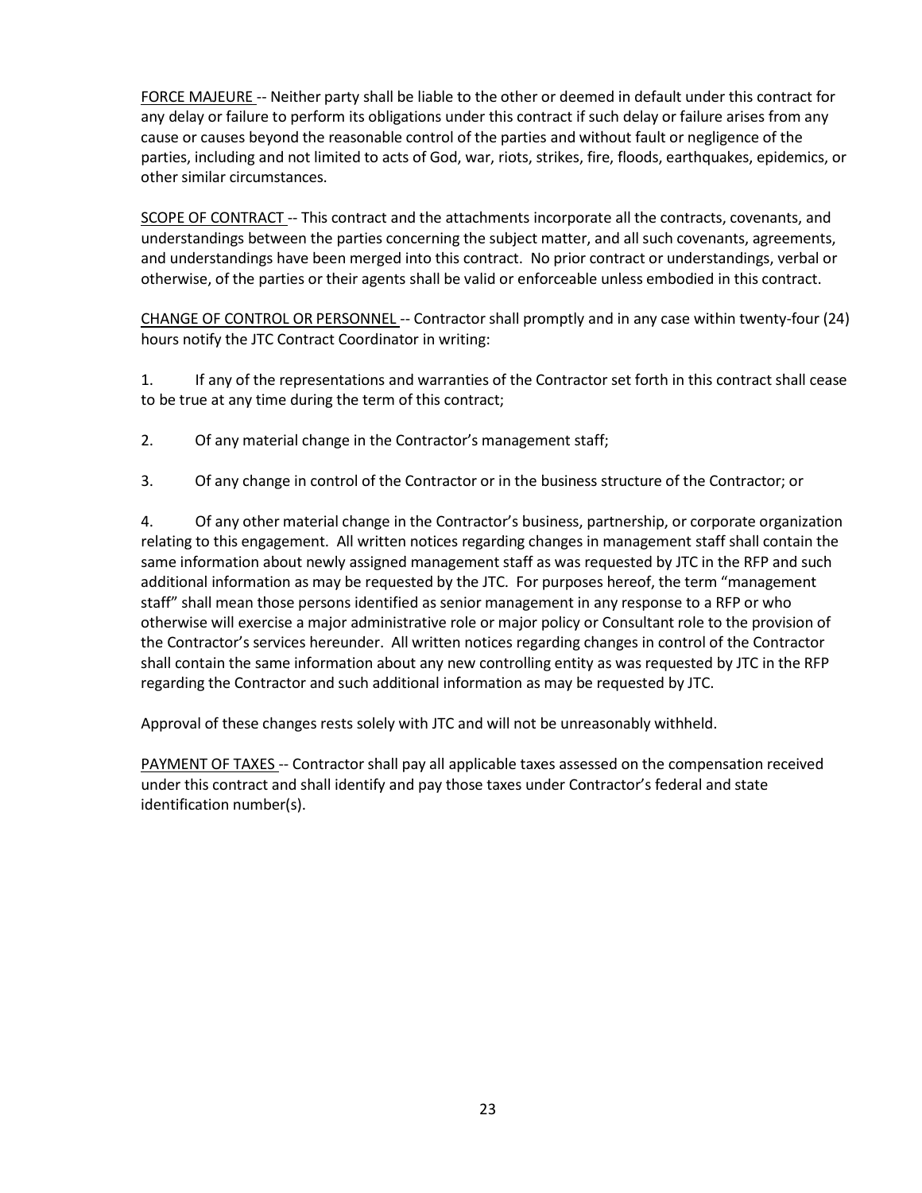<u>FORCE MAJEURE</u> -- Neither party shall be liable to the other or deemed in default under this contract for any delay or failure to perform its obligations under this contract if such delay or failure arises from any cause or causes beyond the reasonable control of the parties and without fault or negligence of the parties, including and not limited to acts of God, war, riots, strikes, fire, floods, earthquakes, epidemics, or other similar circumstances.

<u>SCOPE OF CONTRACT</u> -- This contract and the attachments incorporate all the contracts, covenants, and understandings between the parties concerning the subject matter, and all such covenants, agreements, and understandings have been merged into this contract. No prior contract or understandings, verbal or otherwise, of the parties or their agents shall be valid or enforceable unless embodied in this contract.

<u>CHANGE OF CONTROL OR PERSONNEL</u> -- Contractor shall promptly and in any case within twenty-four (24) hours notify the JTC Contract Coordinator in writing:

1. If any of the representations and warranties of the Contractor set forth in this contract shall cease to be true at any time during the term of this contract;

2. Of any material change in the Contractor's management staff;

3. Of any change in control of the Contractor or in the business structure of the Contractor; or

4. Of any other material change in the Contractor's business, partnership, or corporate organization relating to this engagement. All written notices regarding changes in management staff shall contain the same information about newly assigned management staff as was requested by JTC in the RFP and such additional information as may be requested by the JTC. For purposes hereof, the term "management staff" shall mean those persons identified as senior management in any response to a RFP or who otherwise will exercise a major administrative role or major policy or Consultant role to the provision of the Contractor's services hereunder. All written notices regarding changes in control of the Contractor shall contain the same information about any new controlling entity as was requested by JTC in the RFP regarding the Contractor and such additional information as may be requested by JTC.

Approval of these changes rests solely with JTC and will not be unreasonably withheld.

<u>PAYMENT OF TAXES</u> -- Contractor shall pay all applicable taxes assessed on the compensation received under this contract and shall identify and pay those taxes under Contractor's federal and state identification number(s).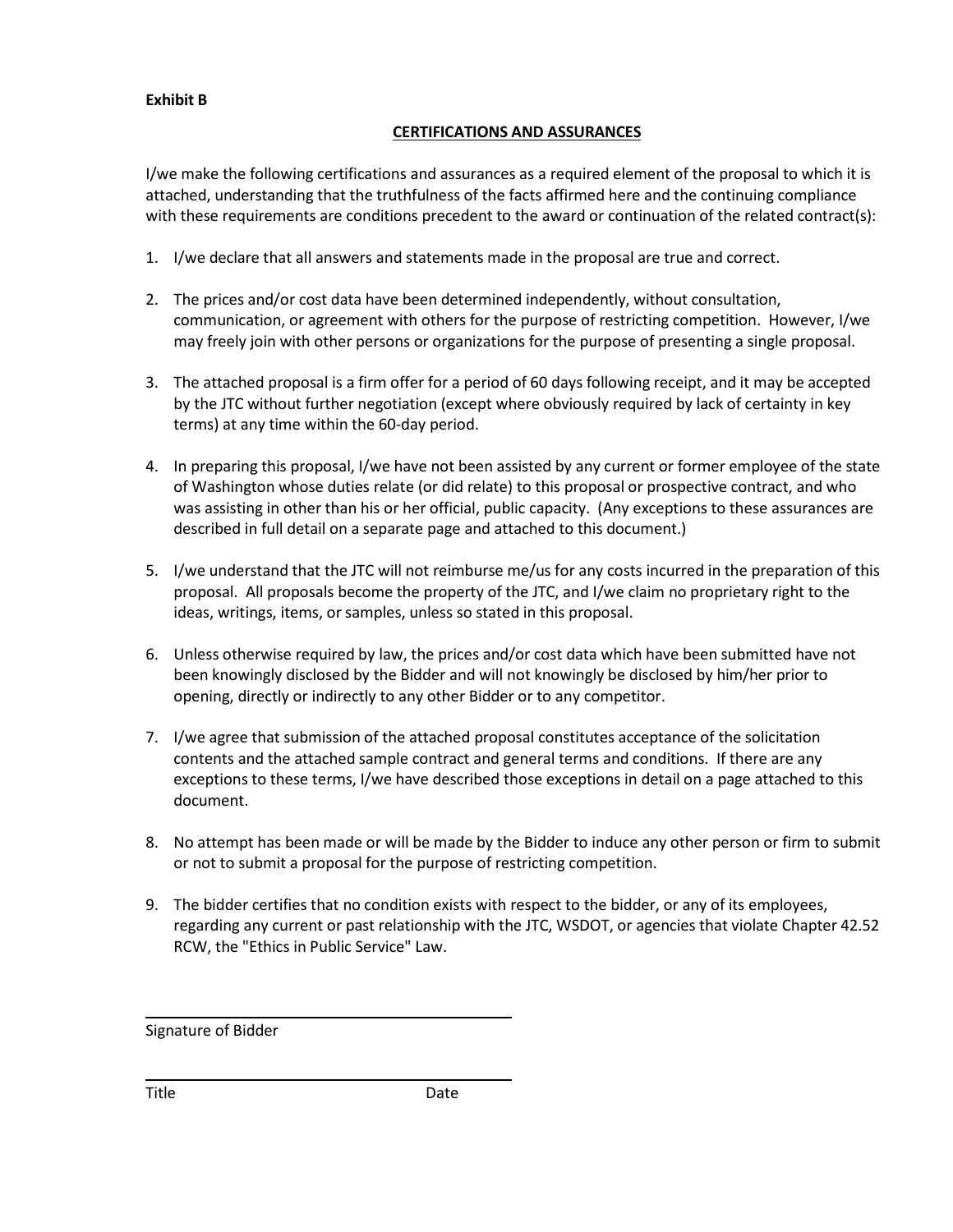**Exhibit B**

## CERTIFICATIONS AND ASSURANCES

I/we make the following certifications and assurances as a required element of the proposal to which it is attached, understanding that the truthfulness of the facts affirmed here and the continuing compliance with these requirements are conditions precedent to the award or continuation of the related contract(s):

1. I/we declare that all answers and statements made in the proposal are true and correct.

2. The prices and/or cost data have been determined independently, without consultation, communication, or agreement with others for the purpose of restricting competition. However, I/we may freely join with other persons or organizations for the purpose of presenting a single proposal.

3. The attached proposal is a firm offer for a period of 60 days following receipt, and it may be accepted by the JTC without further negotiation (except where obviously required by lack of certainty in key terms) at any time within the 60-day period.

4. In preparing this proposal, I/we have not been assisted by any current or former employee of the state of Washington whose duties relate (or did relate) to this proposal or prospective contract, and who was assisting in other than his or her official, public capacity. (Any exceptions to these assurances are described in full detail on a separate page and attached to this document.)

5. I/we understand that the JTC will not reimburse me/us for any costs incurred in the preparation of this proposal. All proposals become the property of the JTC, and I/we claim no proprietary right to the ideas, writings, items, or samples, unless so stated in this proposal.

6. Unless otherwise required by law, the prices and/or cost data which have been submitted have not been knowingly disclosed by the Bidder and will not knowingly be disclosed by him/her prior to opening, directly or indirectly to any other Bidder or to any competitor.

7. I/we agree that submission of the attached proposal constitutes acceptance of the solicitation contents and the attached sample contract and general terms and conditions. If there are any exceptions to these terms, I/we have described those exceptions in detail on a page attached to this document.

8. No attempt has been made or will be made by the Bidder to induce any other person or firm to submit or not to submit a proposal for the purpose of restricting competition.

9. The bidder certifies that no condition exists with respect to the bidder, or any of its employees, regarding any current or past relationship with the JTC, WSDOT, or agencies that violate Chapter 42.52 RCW, the "Ethics in Public Service" Law.

\_\_\_\_\_\_\_\_\_\_\_\_\_\_\_\_\_\_\_\_\_\_\_\_\_\_\_\_\_\_\_\_\_\_\_\_\_\_\_\_
Signature of Bidder

\_\_\_\_\_\_\_\_\_\_\_\_\_\_\_\_\_\_\_\_\_\_\_\_\_\_\_\_\_\_\_\_\_\_\_\_\_\_\_\_
Title                                                    Date